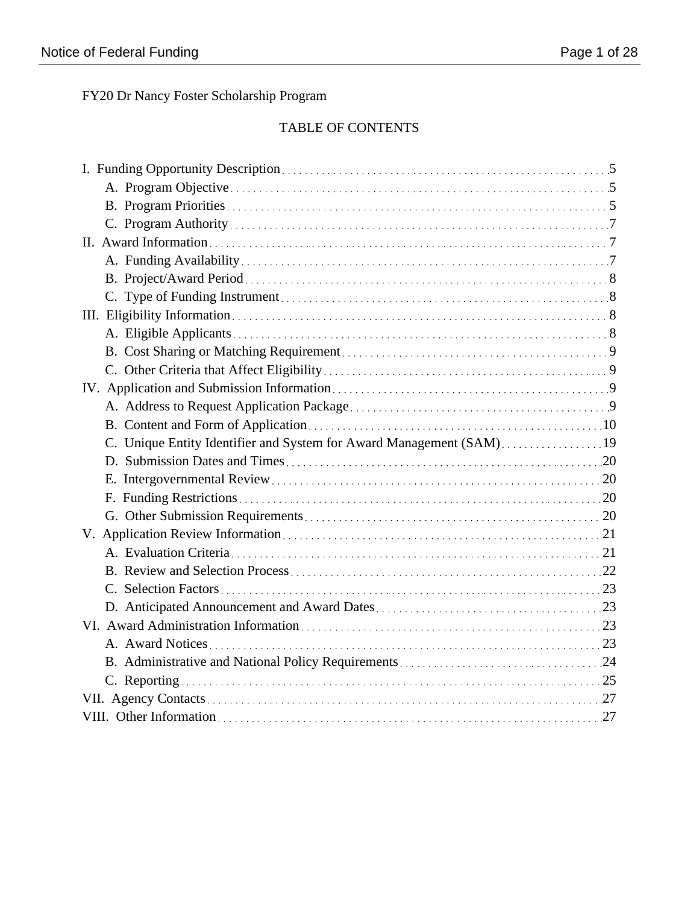FY20 Dr Nancy Foster Scholarship Program

## TABLE OF CONTENTS

- I. Funding Opportunity Description ... 5
  - A. Program Objective ... 5
  - B. Program Priorities ... 5
  - C. Program Authority ... 7
- II. Award Information ... 7
  - A. Funding Availability ... 7
  - B. Project/Award Period ... 8
  - C. Type of Funding Instrument ... 8
- III. Eligibility Information ... 8
  - A. Eligible Applicants ... 8
  - B. Cost Sharing or Matching Requirement ... 9
  - C. Other Criteria that Affect Eligibility ... 9
- IV. Application and Submission Information ... 9
  - A. Address to Request Application Package ... 9
  - B. Content and Form of Application ... 10
  - C. Unique Entity Identifier and System for Award Management (SAM) ... 19
  - D. Submission Dates and Times ... 20
  - E. Intergovernmental Review ... 20
  - F. Funding Restrictions ... 20
  - G. Other Submission Requirements ... 20
- V. Application Review Information ... 21
  - A. Evaluation Criteria ... 21
  - B. Review and Selection Process ... 22
  - C. Selection Factors ... 23
  - D. Anticipated Announcement and Award Dates ... 23
- VI. Award Administration Information ... 23
  - A. Award Notices ... 23
  - B. Administrative and National Policy Requirements ... 24
  - C. Reporting ... 25
- VII. Agency Contacts ... 27
- VIII. Other Information ... 27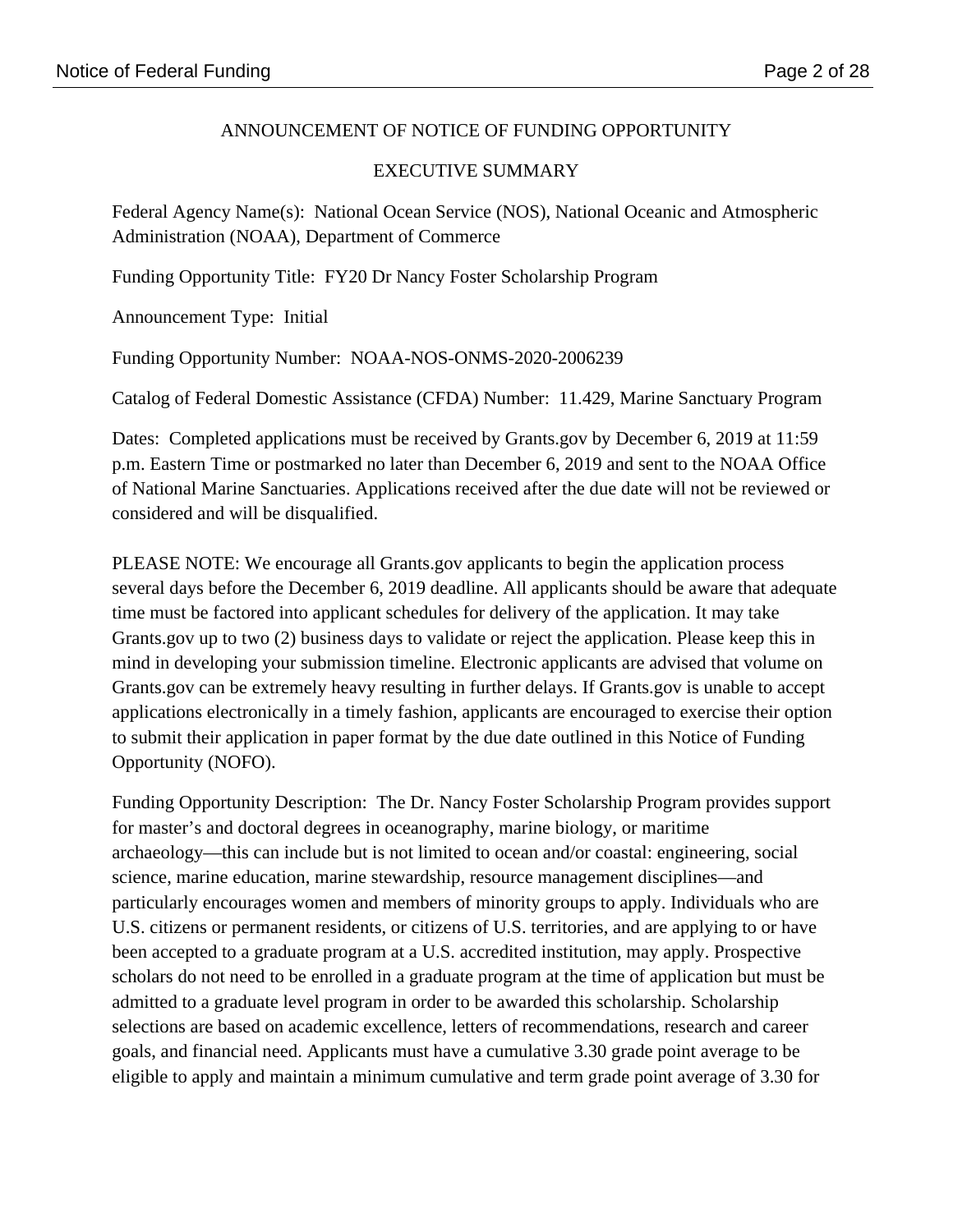ANNOUNCEMENT OF NOTICE OF FUNDING OPPORTUNITY

EXECUTIVE SUMMARY

Federal Agency Name(s): National Ocean Service (NOS), National Oceanic and Atmospheric Administration (NOAA), Department of Commerce

Funding Opportunity Title: FY20 Dr Nancy Foster Scholarship Program

Announcement Type: Initial

Funding Opportunity Number: NOAA-NOS-ONMS-2020-2006239

Catalog of Federal Domestic Assistance (CFDA) Number: 11.429, Marine Sanctuary Program

Dates: Completed applications must be received by Grants.gov by December 6, 2019 at 11:59 p.m. Eastern Time or postmarked no later than December 6, 2019 and sent to the NOAA Office of National Marine Sanctuaries. Applications received after the due date will not be reviewed or considered and will be disqualified.

PLEASE NOTE: We encourage all Grants.gov applicants to begin the application process several days before the December 6, 2019 deadline. All applicants should be aware that adequate time must be factored into applicant schedules for delivery of the application. It may take Grants.gov up to two (2) business days to validate or reject the application. Please keep this in mind in developing your submission timeline. Electronic applicants are advised that volume on Grants.gov can be extremely heavy resulting in further delays. If Grants.gov is unable to accept applications electronically in a timely fashion, applicants are encouraged to exercise their option to submit their application in paper format by the due date outlined in this Notice of Funding Opportunity (NOFO).

Funding Opportunity Description: The Dr. Nancy Foster Scholarship Program provides support for master's and doctoral degrees in oceanography, marine biology, or maritime archaeology—this can include but is not limited to ocean and/or coastal: engineering, social science, marine education, marine stewardship, resource management disciplines—and particularly encourages women and members of minority groups to apply. Individuals who are U.S. citizens or permanent residents, or citizens of U.S. territories, and are applying to or have been accepted to a graduate program at a U.S. accredited institution, may apply. Prospective scholars do not need to be enrolled in a graduate program at the time of application but must be admitted to a graduate level program in order to be awarded this scholarship. Scholarship selections are based on academic excellence, letters of recommendations, research and career goals, and financial need. Applicants must have a cumulative 3.30 grade point average to be eligible to apply and maintain a minimum cumulative and term grade point average of 3.30 for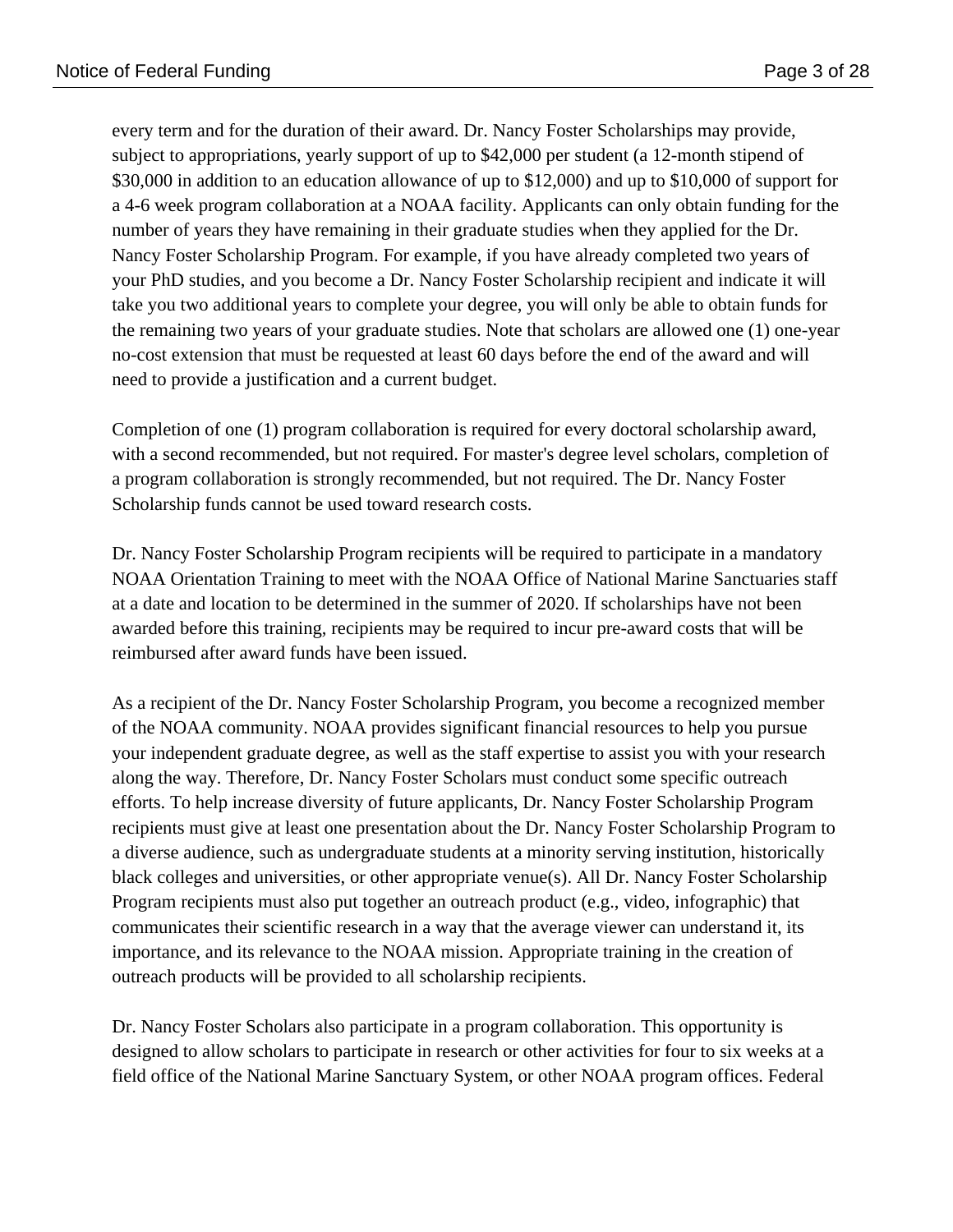every term and for the duration of their award. Dr. Nancy Foster Scholarships may provide, subject to appropriations, yearly support of up to $42,000 per student (a 12-month stipend of $30,000 in addition to an education allowance of up to $12,000) and up to $10,000 of support for a 4-6 week program collaboration at a NOAA facility. Applicants can only obtain funding for the number of years they have remaining in their graduate studies when they applied for the Dr. Nancy Foster Scholarship Program. For example, if you have already completed two years of your PhD studies, and you become a Dr. Nancy Foster Scholarship recipient and indicate it will take you two additional years to complete your degree, you will only be able to obtain funds for the remaining two years of your graduate studies. Note that scholars are allowed one (1) one-year no-cost extension that must be requested at least 60 days before the end of the award and will need to provide a justification and a current budget.

Completion of one (1) program collaboration is required for every doctoral scholarship award, with a second recommended, but not required. For master's degree level scholars, completion of a program collaboration is strongly recommended, but not required. The Dr. Nancy Foster Scholarship funds cannot be used toward research costs.

Dr. Nancy Foster Scholarship Program recipients will be required to participate in a mandatory NOAA Orientation Training to meet with the NOAA Office of National Marine Sanctuaries staff at a date and location to be determined in the summer of 2020. If scholarships have not been awarded before this training, recipients may be required to incur pre-award costs that will be reimbursed after award funds have been issued.

As a recipient of the Dr. Nancy Foster Scholarship Program, you become a recognized member of the NOAA community. NOAA provides significant financial resources to help you pursue your independent graduate degree, as well as the staff expertise to assist you with your research along the way. Therefore, Dr. Nancy Foster Scholars must conduct some specific outreach efforts. To help increase diversity of future applicants, Dr. Nancy Foster Scholarship Program recipients must give at least one presentation about the Dr. Nancy Foster Scholarship Program to a diverse audience, such as undergraduate students at a minority serving institution, historically black colleges and universities, or other appropriate venue(s). All Dr. Nancy Foster Scholarship Program recipients must also put together an outreach product (e.g., video, infographic) that communicates their scientific research in a way that the average viewer can understand it, its importance, and its relevance to the NOAA mission. Appropriate training in the creation of outreach products will be provided to all scholarship recipients.

Dr. Nancy Foster Scholars also participate in a program collaboration. This opportunity is designed to allow scholars to participate in research or other activities for four to six weeks at a field office of the National Marine Sanctuary System, or other NOAA program offices. Federal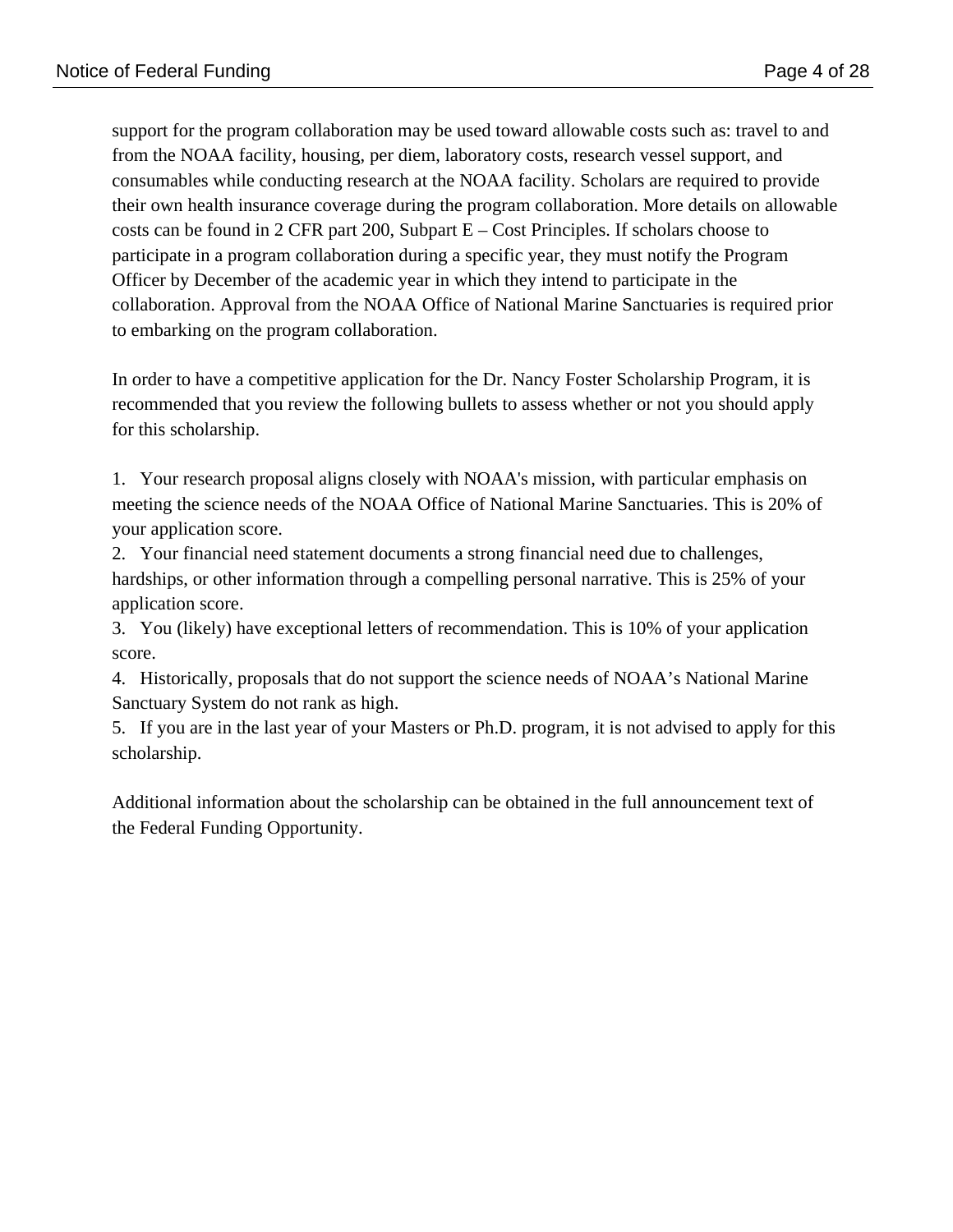support for the program collaboration may be used toward allowable costs such as: travel to and from the NOAA facility, housing, per diem, laboratory costs, research vessel support, and consumables while conducting research at the NOAA facility. Scholars are required to provide their own health insurance coverage during the program collaboration. More details on allowable costs can be found in 2 CFR part 200, Subpart E – Cost Principles. If scholars choose to participate in a program collaboration during a specific year, they must notify the Program Officer by December of the academic year in which they intend to participate in the collaboration. Approval from the NOAA Office of National Marine Sanctuaries is required prior to embarking on the program collaboration.

In order to have a competitive application for the Dr. Nancy Foster Scholarship Program, it is recommended that you review the following bullets to assess whether or not you should apply for this scholarship.

1. Your research proposal aligns closely with NOAA's mission, with particular emphasis on meeting the science needs of the NOAA Office of National Marine Sanctuaries. This is 20% of your application score.
2. Your financial need statement documents a strong financial need due to challenges, hardships, or other information through a compelling personal narrative. This is 25% of your application score.
3. You (likely) have exceptional letters of recommendation. This is 10% of your application score.
4. Historically, proposals that do not support the science needs of NOAA's National Marine Sanctuary System do not rank as high.
5. If you are in the last year of your Masters or Ph.D. program, it is not advised to apply for this scholarship.

Additional information about the scholarship can be obtained in the full announcement text of the Federal Funding Opportunity.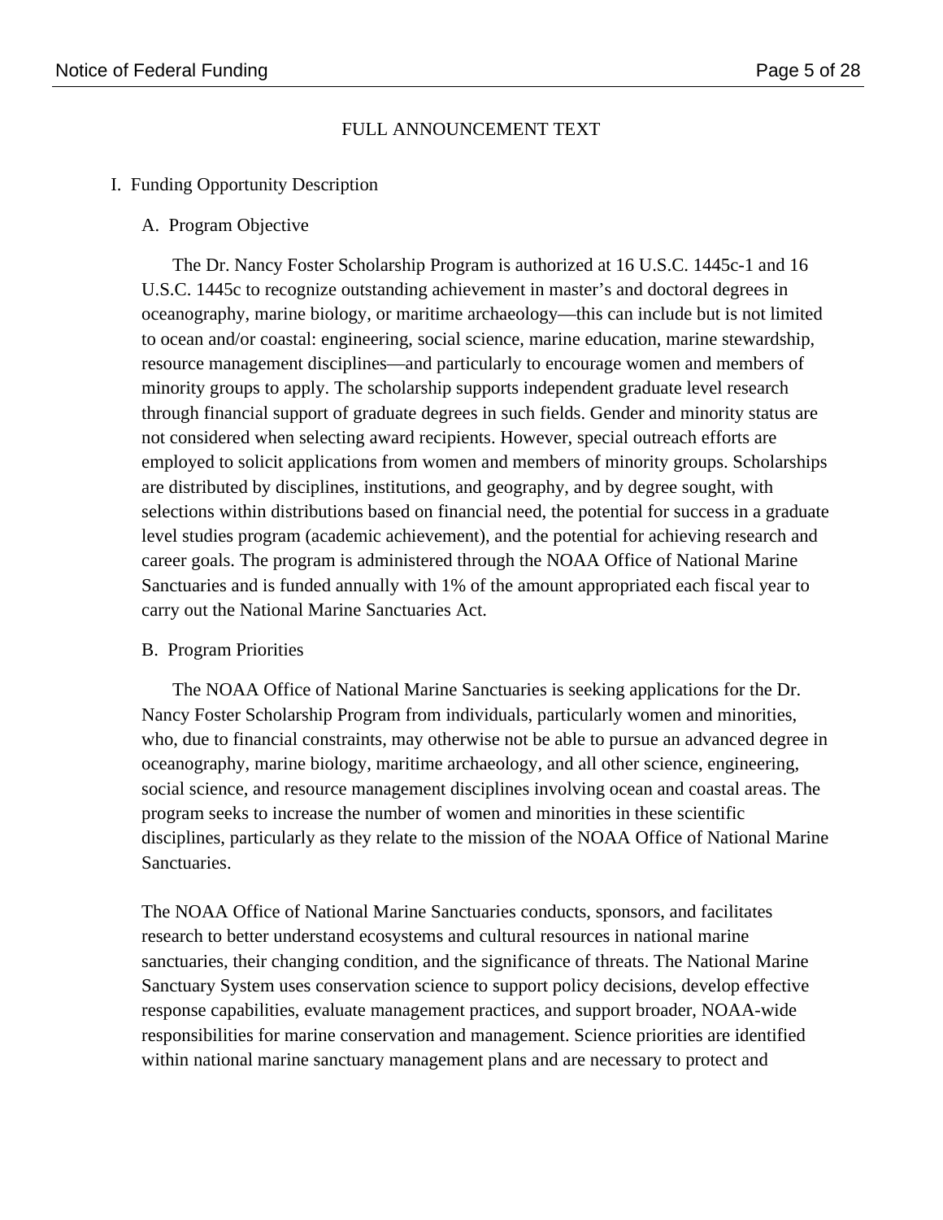FULL ANNOUNCEMENT TEXT

# I. Funding Opportunity Description

## A. Program Objective

The Dr. Nancy Foster Scholarship Program is authorized at 16 U.S.C. 1445c-1 and 16 U.S.C. 1445c to recognize outstanding achievement in master's and doctoral degrees in oceanography, marine biology, or maritime archaeology—this can include but is not limited to ocean and/or coastal: engineering, social science, marine education, marine stewardship, resource management disciplines—and particularly to encourage women and members of minority groups to apply. The scholarship supports independent graduate level research through financial support of graduate degrees in such fields. Gender and minority status are not considered when selecting award recipients. However, special outreach efforts are employed to solicit applications from women and members of minority groups. Scholarships are distributed by disciplines, institutions, and geography, and by degree sought, with selections within distributions based on financial need, the potential for success in a graduate level studies program (academic achievement), and the potential for achieving research and career goals. The program is administered through the NOAA Office of National Marine Sanctuaries and is funded annually with 1% of the amount appropriated each fiscal year to carry out the National Marine Sanctuaries Act.

## B. Program Priorities

The NOAA Office of National Marine Sanctuaries is seeking applications for the Dr. Nancy Foster Scholarship Program from individuals, particularly women and minorities, who, due to financial constraints, may otherwise not be able to pursue an advanced degree in oceanography, marine biology, maritime archaeology, and all other science, engineering, social science, and resource management disciplines involving ocean and coastal areas. The program seeks to increase the number of women and minorities in these scientific disciplines, particularly as they relate to the mission of the NOAA Office of National Marine Sanctuaries.

The NOAA Office of National Marine Sanctuaries conducts, sponsors, and facilitates research to better understand ecosystems and cultural resources in national marine sanctuaries, their changing condition, and the significance of threats. The National Marine Sanctuary System uses conservation science to support policy decisions, develop effective response capabilities, evaluate management practices, and support broader, NOAA-wide responsibilities for marine conservation and management. Science priorities are identified within national marine sanctuary management plans and are necessary to protect and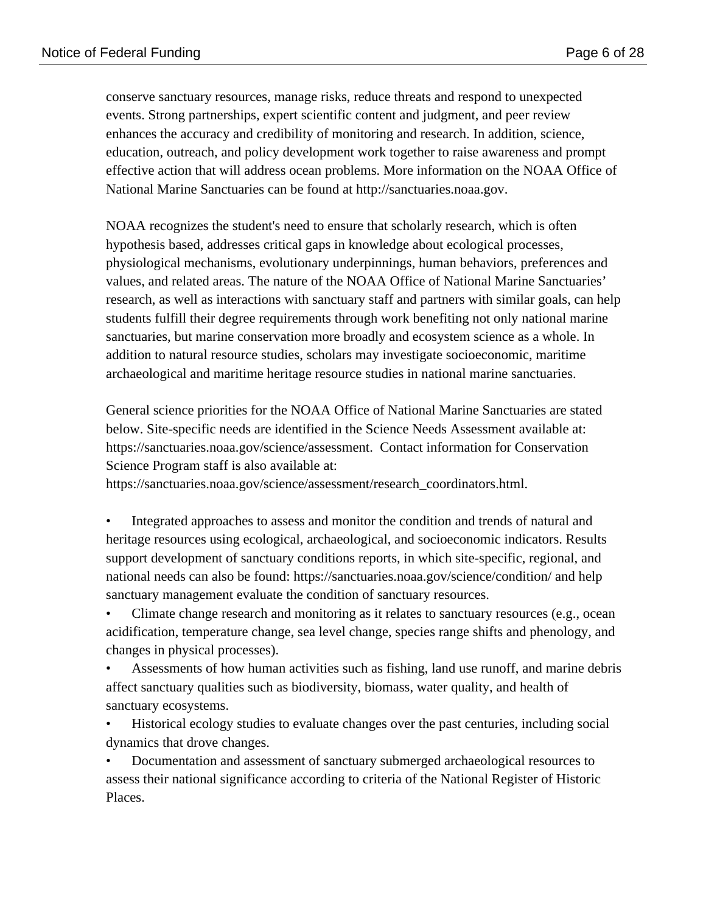conserve sanctuary resources, manage risks, reduce threats and respond to unexpected events. Strong partnerships, expert scientific content and judgment, and peer review enhances the accuracy and credibility of monitoring and research. In addition, science, education, outreach, and policy development work together to raise awareness and prompt effective action that will address ocean problems. More information on the NOAA Office of National Marine Sanctuaries can be found at http://sanctuaries.noaa.gov.

NOAA recognizes the student's need to ensure that scholarly research, which is often hypothesis based, addresses critical gaps in knowledge about ecological processes, physiological mechanisms, evolutionary underpinnings, human behaviors, preferences and values, and related areas. The nature of the NOAA Office of National Marine Sanctuaries' research, as well as interactions with sanctuary staff and partners with similar goals, can help students fulfill their degree requirements through work benefiting not only national marine sanctuaries, but marine conservation more broadly and ecosystem science as a whole. In addition to natural resource studies, scholars may investigate socioeconomic, maritime archaeological and maritime heritage resource studies in national marine sanctuaries.

General science priorities for the NOAA Office of National Marine Sanctuaries are stated below. Site-specific needs are identified in the Science Needs Assessment available at: https://sanctuaries.noaa.gov/science/assessment. Contact information for Conservation Science Program staff is also available at: https://sanctuaries.noaa.gov/science/assessment/research_coordinators.html.

- Integrated approaches to assess and monitor the condition and trends of natural and heritage resources using ecological, archaeological, and socioeconomic indicators. Results support development of sanctuary conditions reports, in which site-specific, regional, and national needs can also be found: https://sanctuaries.noaa.gov/science/condition/ and help sanctuary management evaluate the condition of sanctuary resources.
- Climate change research and monitoring as it relates to sanctuary resources (e.g., ocean acidification, temperature change, sea level change, species range shifts and phenology, and changes in physical processes).
- Assessments of how human activities such as fishing, land use runoff, and marine debris affect sanctuary qualities such as biodiversity, biomass, water quality, and health of sanctuary ecosystems.
- Historical ecology studies to evaluate changes over the past centuries, including social dynamics that drove changes.
- Documentation and assessment of sanctuary submerged archaeological resources to assess their national significance according to criteria of the National Register of Historic Places.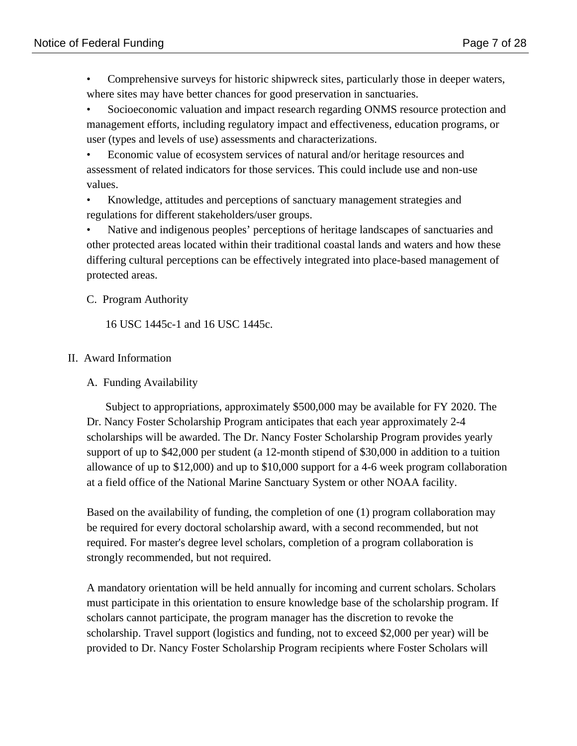- Comprehensive surveys for historic shipwreck sites, particularly those in deeper waters, where sites may have better chances for good preservation in sanctuaries.
- Socioeconomic valuation and impact research regarding ONMS resource protection and management efforts, including regulatory impact and effectiveness, education programs, or user (types and levels of use) assessments and characterizations.
- Economic value of ecosystem services of natural and/or heritage resources and assessment of related indicators for those services. This could include use and non-use values.
- Knowledge, attitudes and perceptions of sanctuary management strategies and regulations for different stakeholders/user groups.
- Native and indigenous peoples' perceptions of heritage landscapes of sanctuaries and other protected areas located within their traditional coastal lands and waters and how these differing cultural perceptions can be effectively integrated into place-based management of protected areas.

### C. Program Authority

16 USC 1445c-1 and 16 USC 1445c.

## II. Award Information

### A. Funding Availability

Subject to appropriations, approximately $500,000 may be available for FY 2020. The Dr. Nancy Foster Scholarship Program anticipates that each year approximately 2-4 scholarships will be awarded. The Dr. Nancy Foster Scholarship Program provides yearly support of up to $42,000 per student (a 12-month stipend of $30,000 in addition to a tuition allowance of up to $12,000) and up to $10,000 support for a 4-6 week program collaboration at a field office of the National Marine Sanctuary System or other NOAA facility.

Based on the availability of funding, the completion of one (1) program collaboration may be required for every doctoral scholarship award, with a second recommended, but not required. For master's degree level scholars, completion of a program collaboration is strongly recommended, but not required.

A mandatory orientation will be held annually for incoming and current scholars. Scholars must participate in this orientation to ensure knowledge base of the scholarship program. If scholars cannot participate, the program manager has the discretion to revoke the scholarship. Travel support (logistics and funding, not to exceed $2,000 per year) will be provided to Dr. Nancy Foster Scholarship Program recipients where Foster Scholars will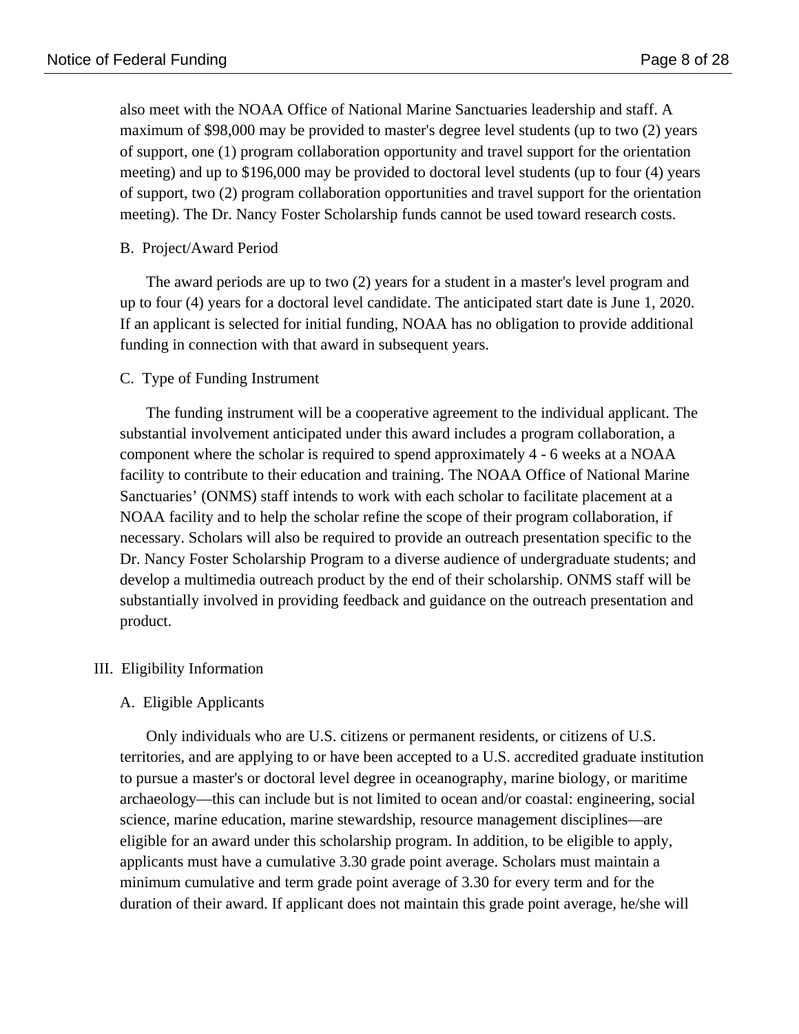also meet with the NOAA Office of National Marine Sanctuaries leadership and staff. A maximum of $98,000 may be provided to master's degree level students (up to two (2) years of support, one (1) program collaboration opportunity and travel support for the orientation meeting) and up to $196,000 may be provided to doctoral level students (up to four (4) years of support, two (2) program collaboration opportunities and travel support for the orientation meeting). The Dr. Nancy Foster Scholarship funds cannot be used toward research costs.

### B. Project/Award Period

The award periods are up to two (2) years for a student in a master's level program and up to four (4) years for a doctoral level candidate. The anticipated start date is June 1, 2020. If an applicant is selected for initial funding, NOAA has no obligation to provide additional funding in connection with that award in subsequent years.

### C. Type of Funding Instrument

The funding instrument will be a cooperative agreement to the individual applicant. The substantial involvement anticipated under this award includes a program collaboration, a component where the scholar is required to spend approximately 4 - 6 weeks at a NOAA facility to contribute to their education and training. The NOAA Office of National Marine Sanctuaries' (ONMS) staff intends to work with each scholar to facilitate placement at a NOAA facility and to help the scholar refine the scope of their program collaboration, if necessary. Scholars will also be required to provide an outreach presentation specific to the Dr. Nancy Foster Scholarship Program to a diverse audience of undergraduate students; and develop a multimedia outreach product by the end of their scholarship. ONMS staff will be substantially involved in providing feedback and guidance on the outreach presentation and product.

## III. Eligibility Information

### A. Eligible Applicants

Only individuals who are U.S. citizens or permanent residents, or citizens of U.S. territories, and are applying to or have been accepted to a U.S. accredited graduate institution to pursue a master's or doctoral level degree in oceanography, marine biology, or maritime archaeology—this can include but is not limited to ocean and/or coastal: engineering, social science, marine education, marine stewardship, resource management disciplines—are eligible for an award under this scholarship program. In addition, to be eligible to apply, applicants must have a cumulative 3.30 grade point average. Scholars must maintain a minimum cumulative and term grade point average of 3.30 for every term and for the duration of their award. If applicant does not maintain this grade point average, he/she will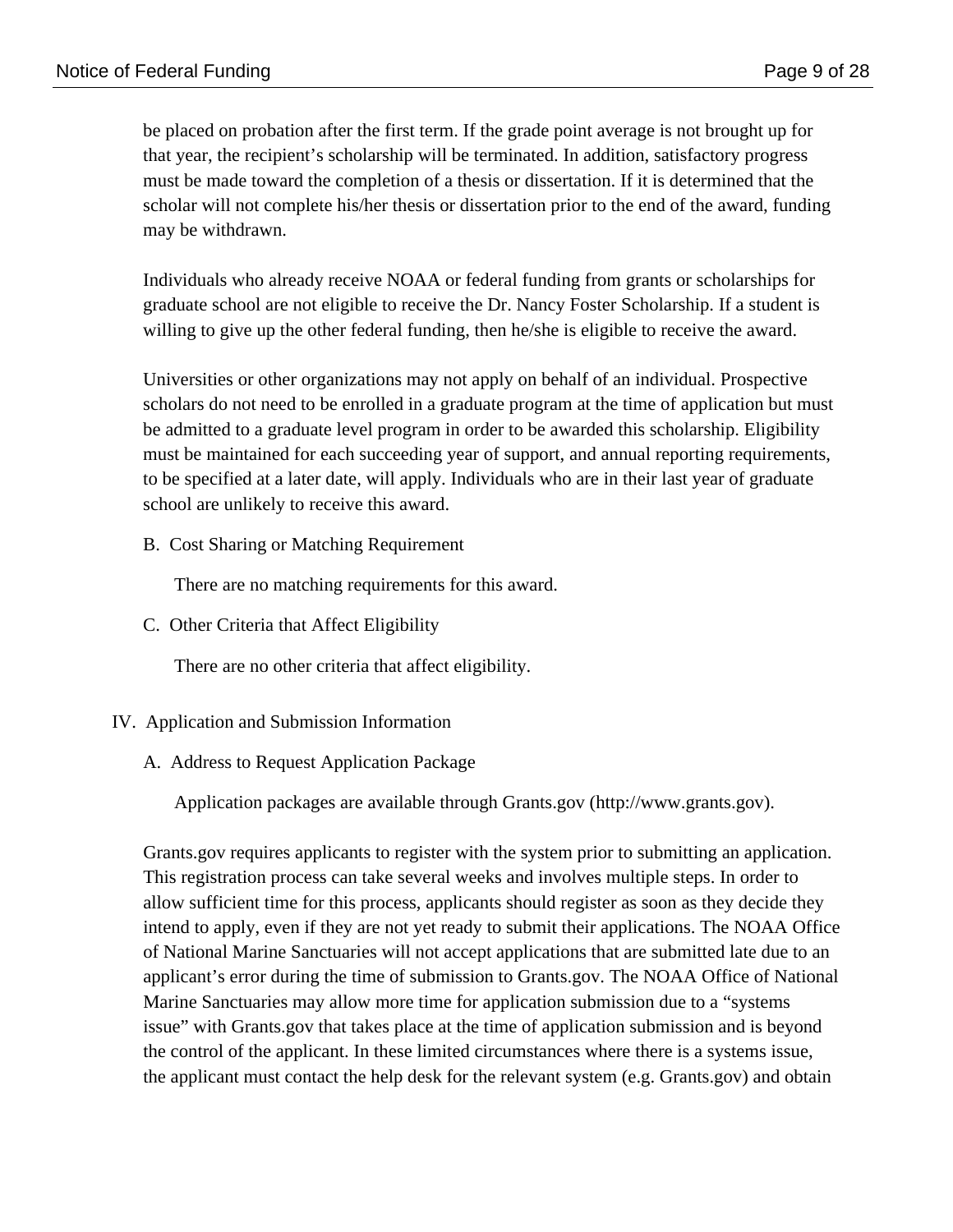be placed on probation after the first term. If the grade point average is not brought up for that year, the recipient's scholarship will be terminated. In addition, satisfactory progress must be made toward the completion of a thesis or dissertation. If it is determined that the scholar will not complete his/her thesis or dissertation prior to the end of the award, funding may be withdrawn.

Individuals who already receive NOAA or federal funding from grants or scholarships for graduate school are not eligible to receive the Dr. Nancy Foster Scholarship. If a student is willing to give up the other federal funding, then he/she is eligible to receive the award.

Universities or other organizations may not apply on behalf of an individual. Prospective scholars do not need to be enrolled in a graduate program at the time of application but must be admitted to a graduate level program in order to be awarded this scholarship. Eligibility must be maintained for each succeeding year of support, and annual reporting requirements, to be specified at a later date, will apply. Individuals who are in their last year of graduate school are unlikely to receive this award.

### B. Cost Sharing or Matching Requirement

There are no matching requirements for this award.

### C. Other Criteria that Affect Eligibility

There are no other criteria that affect eligibility.

## IV. Application and Submission Information

### A. Address to Request Application Package

Application packages are available through Grants.gov (http://www.grants.gov).

Grants.gov requires applicants to register with the system prior to submitting an application. This registration process can take several weeks and involves multiple steps. In order to allow sufficient time for this process, applicants should register as soon as they decide they intend to apply, even if they are not yet ready to submit their applications. The NOAA Office of National Marine Sanctuaries will not accept applications that are submitted late due to an applicant's error during the time of submission to Grants.gov. The NOAA Office of National Marine Sanctuaries may allow more time for application submission due to a "systems issue" with Grants.gov that takes place at the time of application submission and is beyond the control of the applicant. In these limited circumstances where there is a systems issue, the applicant must contact the help desk for the relevant system (e.g. Grants.gov) and obtain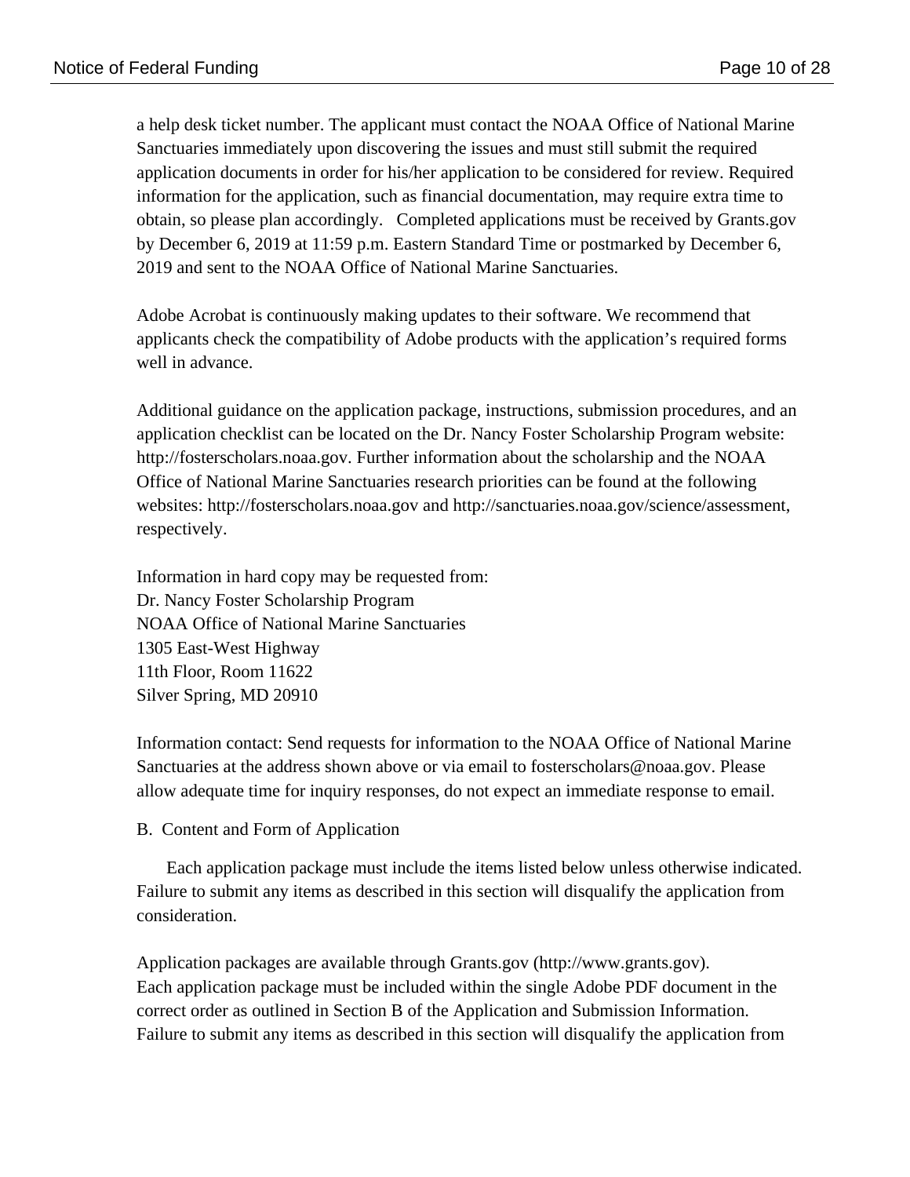a help desk ticket number. The applicant must contact the NOAA Office of National Marine Sanctuaries immediately upon discovering the issues and must still submit the required application documents in order for his/her application to be considered for review. Required information for the application, such as financial documentation, may require extra time to obtain, so please plan accordingly. Completed applications must be received by Grants.gov by December 6, 2019 at 11:59 p.m. Eastern Standard Time or postmarked by December 6, 2019 and sent to the NOAA Office of National Marine Sanctuaries.

Adobe Acrobat is continuously making updates to their software. We recommend that applicants check the compatibility of Adobe products with the application's required forms well in advance.

Additional guidance on the application package, instructions, submission procedures, and an application checklist can be located on the Dr. Nancy Foster Scholarship Program website: http://fosterscholars.noaa.gov. Further information about the scholarship and the NOAA Office of National Marine Sanctuaries research priorities can be found at the following websites: http://fosterscholars.noaa.gov and http://sanctuaries.noaa.gov/science/assessment, respectively.

Information in hard copy may be requested from:
Dr. Nancy Foster Scholarship Program
NOAA Office of National Marine Sanctuaries
1305 East-West Highway
11th Floor, Room 11622
Silver Spring, MD 20910

Information contact: Send requests for information to the NOAA Office of National Marine Sanctuaries at the address shown above or via email to fosterscholars@noaa.gov. Please allow adequate time for inquiry responses, do not expect an immediate response to email.

B. Content and Form of Application

Each application package must include the items listed below unless otherwise indicated. Failure to submit any items as described in this section will disqualify the application from consideration.

Application packages are available through Grants.gov (http://www.grants.gov).
Each application package must be included within the single Adobe PDF document in the correct order as outlined in Section B of the Application and Submission Information. Failure to submit any items as described in this section will disqualify the application from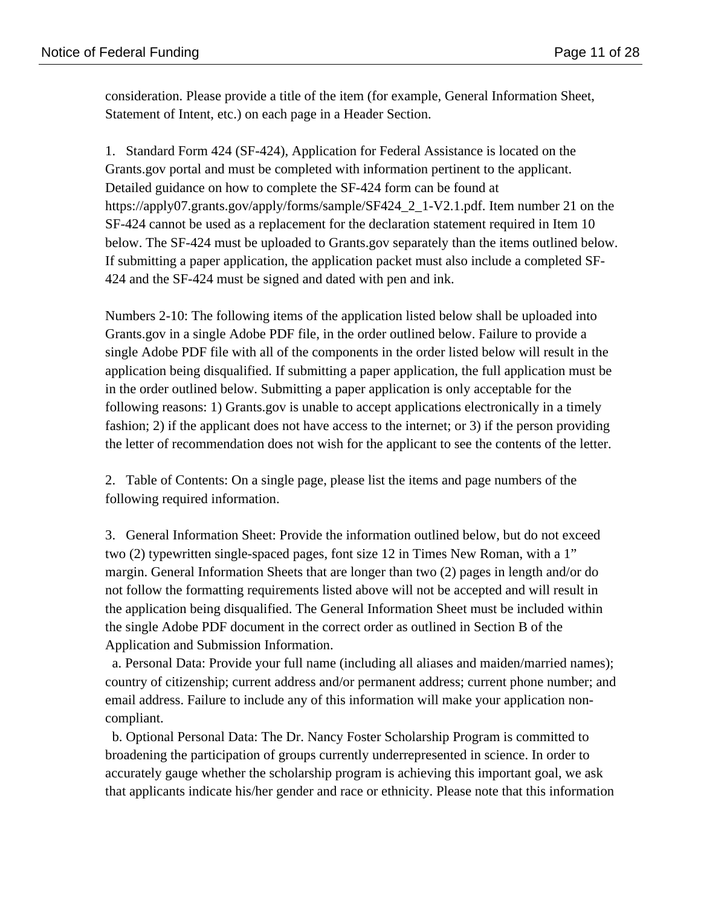consideration. Please provide a title of the item (for example, General Information Sheet, Statement of Intent, etc.) on each page in a Header Section.

1. Standard Form 424 (SF-424), Application for Federal Assistance is located on the Grants.gov portal and must be completed with information pertinent to the applicant. Detailed guidance on how to complete the SF-424 form can be found at https://apply07.grants.gov/apply/forms/sample/SF424_2_1-V2.1.pdf. Item number 21 on the SF-424 cannot be used as a replacement for the declaration statement required in Item 10 below. The SF-424 must be uploaded to Grants.gov separately than the items outlined below. If submitting a paper application, the application packet must also include a completed SF-424 and the SF-424 must be signed and dated with pen and ink.

Numbers 2-10: The following items of the application listed below shall be uploaded into Grants.gov in a single Adobe PDF file, in the order outlined below. Failure to provide a single Adobe PDF file with all of the components in the order listed below will result in the application being disqualified. If submitting a paper application, the full application must be in the order outlined below. Submitting a paper application is only acceptable for the following reasons: 1) Grants.gov is unable to accept applications electronically in a timely fashion; 2) if the applicant does not have access to the internet; or 3) if the person providing the letter of recommendation does not wish for the applicant to see the contents of the letter.

2. Table of Contents: On a single page, please list the items and page numbers of the following required information.

3. General Information Sheet: Provide the information outlined below, but do not exceed two (2) typewritten single-spaced pages, font size 12 in Times New Roman, with a 1" margin. General Information Sheets that are longer than two (2) pages in length and/or do not follow the formatting requirements listed above will not be accepted and will result in the application being disqualified. The General Information Sheet must be included within the single Adobe PDF document in the correct order as outlined in Section B of the Application and Submission Information.

a. Personal Data: Provide your full name (including all aliases and maiden/married names); country of citizenship; current address and/or permanent address; current phone number; and email address. Failure to include any of this information will make your application non-compliant.

b. Optional Personal Data: The Dr. Nancy Foster Scholarship Program is committed to broadening the participation of groups currently underrepresented in science. In order to accurately gauge whether the scholarship program is achieving this important goal, we ask that applicants indicate his/her gender and race or ethnicity. Please note that this information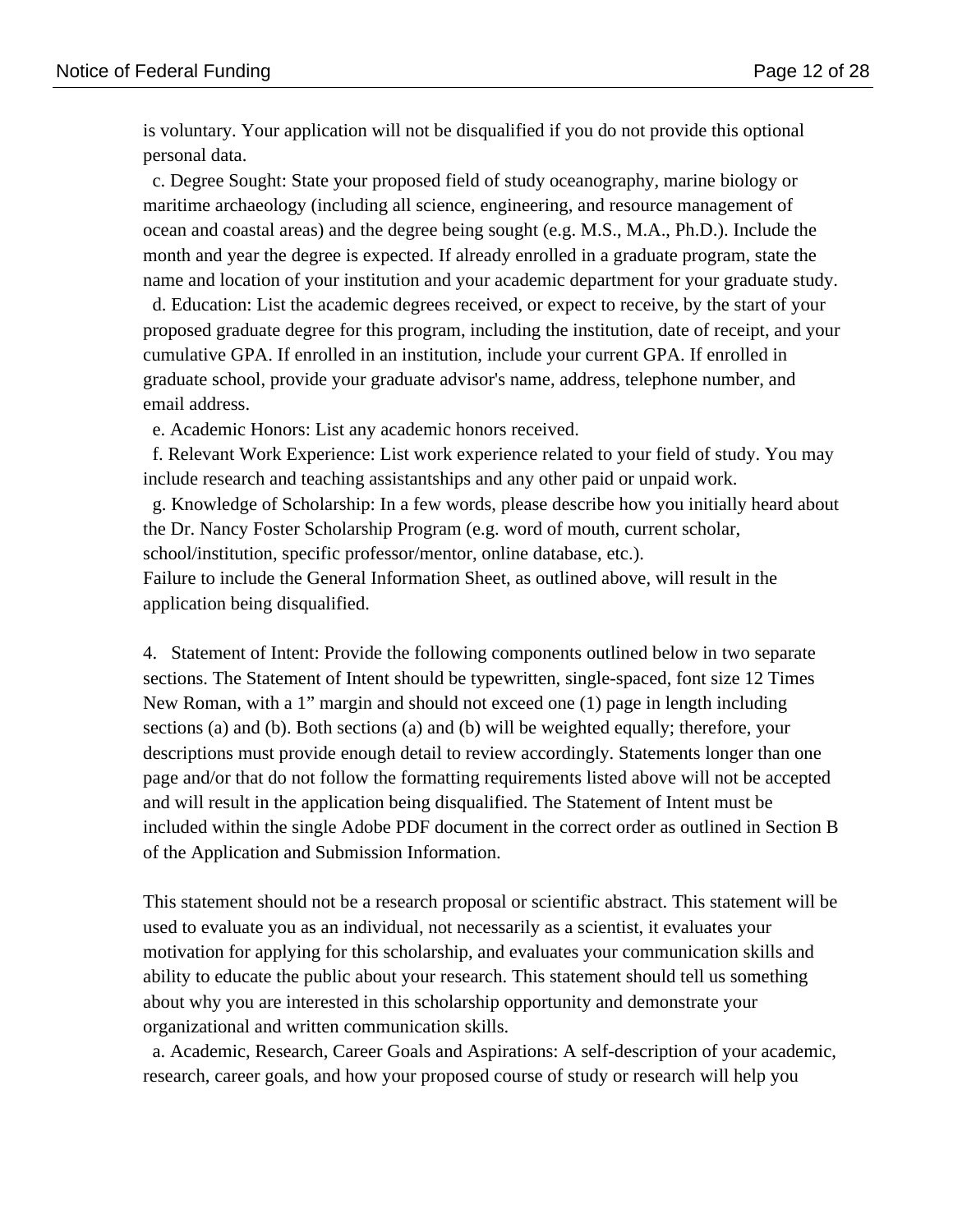is voluntary. Your application will not be disqualified if you do not provide this optional personal data.

c. Degree Sought: State your proposed field of study oceanography, marine biology or maritime archaeology (including all science, engineering, and resource management of ocean and coastal areas) and the degree being sought (e.g. M.S., M.A., Ph.D.). Include the month and year the degree is expected. If already enrolled in a graduate program, state the name and location of your institution and your academic department for your graduate study.

d. Education: List the academic degrees received, or expect to receive, by the start of your proposed graduate degree for this program, including the institution, date of receipt, and your cumulative GPA. If enrolled in an institution, include your current GPA. If enrolled in graduate school, provide your graduate advisor's name, address, telephone number, and email address.

e. Academic Honors: List any academic honors received.

f. Relevant Work Experience: List work experience related to your field of study. You may include research and teaching assistantships and any other paid or unpaid work.

g. Knowledge of Scholarship: In a few words, please describe how you initially heard about the Dr. Nancy Foster Scholarship Program (e.g. word of mouth, current scholar, school/institution, specific professor/mentor, online database, etc.).

Failure to include the General Information Sheet, as outlined above, will result in the application being disqualified.

4. Statement of Intent: Provide the following components outlined below in two separate sections. The Statement of Intent should be typewritten, single-spaced, font size 12 Times New Roman, with a 1" margin and should not exceed one (1) page in length including sections (a) and (b). Both sections (a) and (b) will be weighted equally; therefore, your descriptions must provide enough detail to review accordingly. Statements longer than one page and/or that do not follow the formatting requirements listed above will not be accepted and will result in the application being disqualified. The Statement of Intent must be included within the single Adobe PDF document in the correct order as outlined in Section B of the Application and Submission Information.

This statement should not be a research proposal or scientific abstract. This statement will be used to evaluate you as an individual, not necessarily as a scientist, it evaluates your motivation for applying for this scholarship, and evaluates your communication skills and ability to educate the public about your research. This statement should tell us something about why you are interested in this scholarship opportunity and demonstrate your organizational and written communication skills.

a. Academic, Research, Career Goals and Aspirations: A self-description of your academic, research, career goals, and how your proposed course of study or research will help you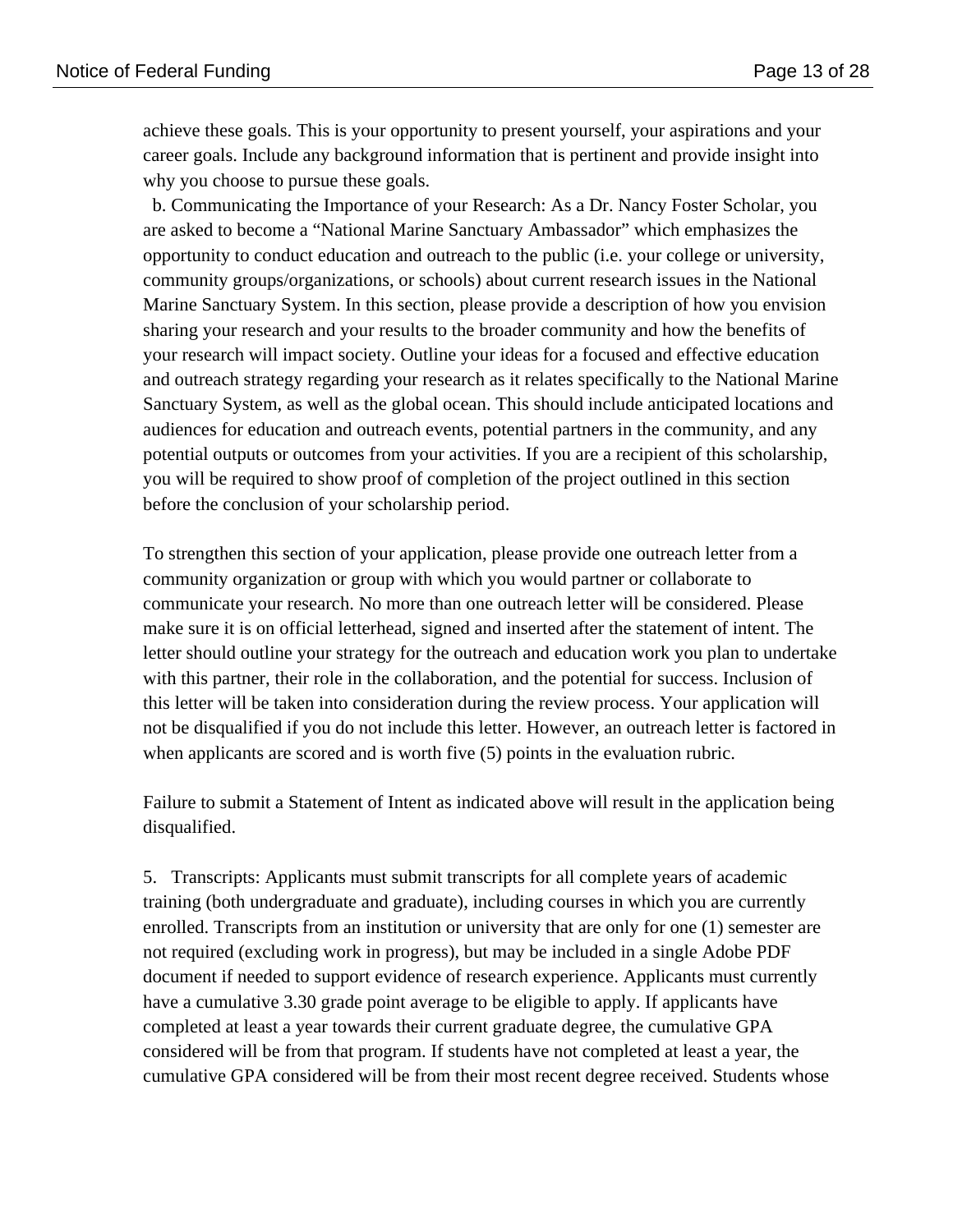achieve these goals. This is your opportunity to present yourself, your aspirations and your career goals. Include any background information that is pertinent and provide insight into why you choose to pursue these goals.

b. Communicating the Importance of your Research: As a Dr. Nancy Foster Scholar, you are asked to become a "National Marine Sanctuary Ambassador" which emphasizes the opportunity to conduct education and outreach to the public (i.e. your college or university, community groups/organizations, or schools) about current research issues in the National Marine Sanctuary System. In this section, please provide a description of how you envision sharing your research and your results to the broader community and how the benefits of your research will impact society. Outline your ideas for a focused and effective education and outreach strategy regarding your research as it relates specifically to the National Marine Sanctuary System, as well as the global ocean. This should include anticipated locations and audiences for education and outreach events, potential partners in the community, and any potential outputs or outcomes from your activities. If you are a recipient of this scholarship, you will be required to show proof of completion of the project outlined in this section before the conclusion of your scholarship period.

To strengthen this section of your application, please provide one outreach letter from a community organization or group with which you would partner or collaborate to communicate your research. No more than one outreach letter will be considered. Please make sure it is on official letterhead, signed and inserted after the statement of intent. The letter should outline your strategy for the outreach and education work you plan to undertake with this partner, their role in the collaboration, and the potential for success. Inclusion of this letter will be taken into consideration during the review process. Your application will not be disqualified if you do not include this letter. However, an outreach letter is factored in when applicants are scored and is worth five (5) points in the evaluation rubric.

Failure to submit a Statement of Intent as indicated above will result in the application being disqualified.

5. Transcripts: Applicants must submit transcripts for all complete years of academic training (both undergraduate and graduate), including courses in which you are currently enrolled. Transcripts from an institution or university that are only for one (1) semester are not required (excluding work in progress), but may be included in a single Adobe PDF document if needed to support evidence of research experience. Applicants must currently have a cumulative 3.30 grade point average to be eligible to apply. If applicants have completed at least a year towards their current graduate degree, the cumulative GPA considered will be from that program. If students have not completed at least a year, the cumulative GPA considered will be from their most recent degree received. Students whose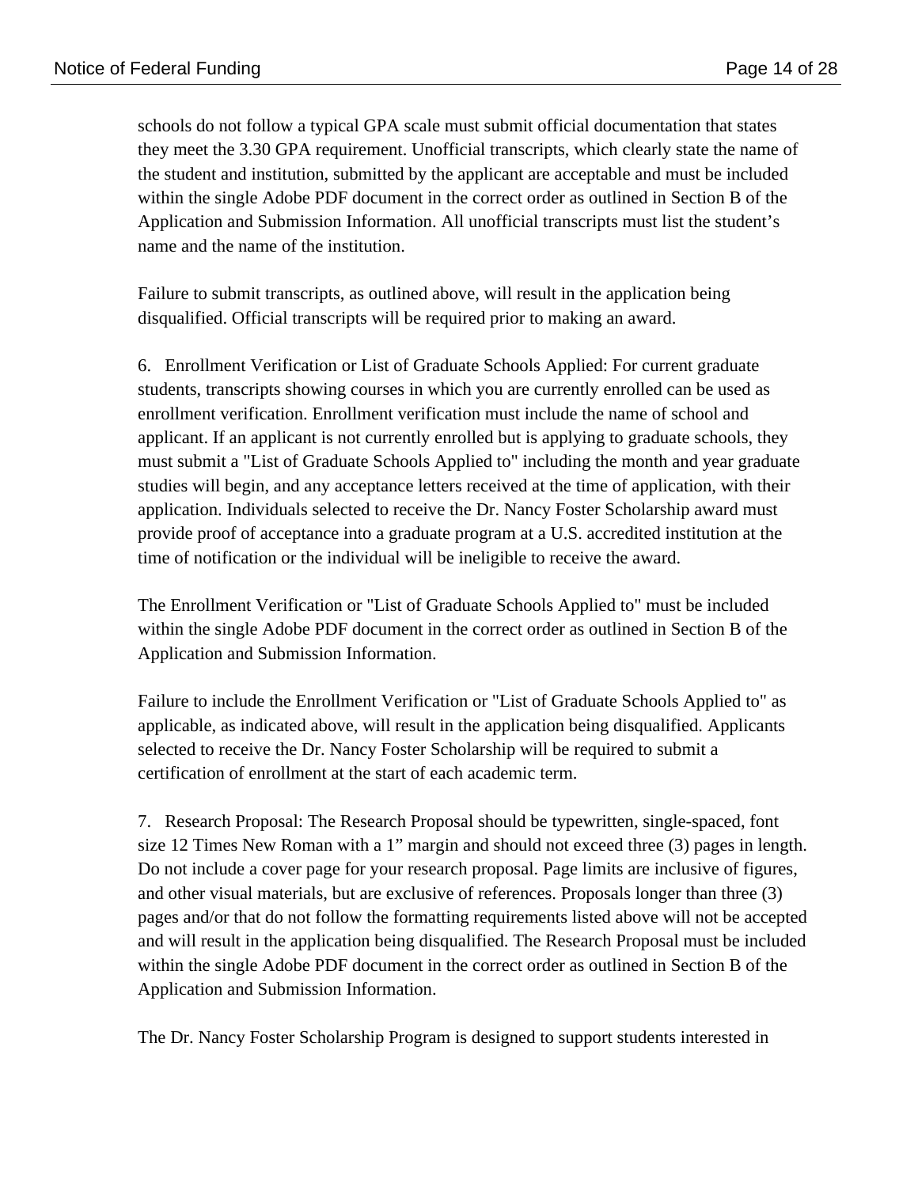schools do not follow a typical GPA scale must submit official documentation that states they meet the 3.30 GPA requirement. Unofficial transcripts, which clearly state the name of the student and institution, submitted by the applicant are acceptable and must be included within the single Adobe PDF document in the correct order as outlined in Section B of the Application and Submission Information. All unofficial transcripts must list the student's name and the name of the institution.

Failure to submit transcripts, as outlined above, will result in the application being disqualified. Official transcripts will be required prior to making an award.

6. Enrollment Verification or List of Graduate Schools Applied: For current graduate students, transcripts showing courses in which you are currently enrolled can be used as enrollment verification. Enrollment verification must include the name of school and applicant. If an applicant is not currently enrolled but is applying to graduate schools, they must submit a "List of Graduate Schools Applied to" including the month and year graduate studies will begin, and any acceptance letters received at the time of application, with their application. Individuals selected to receive the Dr. Nancy Foster Scholarship award must provide proof of acceptance into a graduate program at a U.S. accredited institution at the time of notification or the individual will be ineligible to receive the award.

The Enrollment Verification or "List of Graduate Schools Applied to" must be included within the single Adobe PDF document in the correct order as outlined in Section B of the Application and Submission Information.

Failure to include the Enrollment Verification or "List of Graduate Schools Applied to" as applicable, as indicated above, will result in the application being disqualified. Applicants selected to receive the Dr. Nancy Foster Scholarship will be required to submit a certification of enrollment at the start of each academic term.

7. Research Proposal: The Research Proposal should be typewritten, single-spaced, font size 12 Times New Roman with a 1" margin and should not exceed three (3) pages in length. Do not include a cover page for your research proposal. Page limits are inclusive of figures, and other visual materials, but are exclusive of references. Proposals longer than three (3) pages and/or that do not follow the formatting requirements listed above will not be accepted and will result in the application being disqualified. The Research Proposal must be included within the single Adobe PDF document in the correct order as outlined in Section B of the Application and Submission Information.

The Dr. Nancy Foster Scholarship Program is designed to support students interested in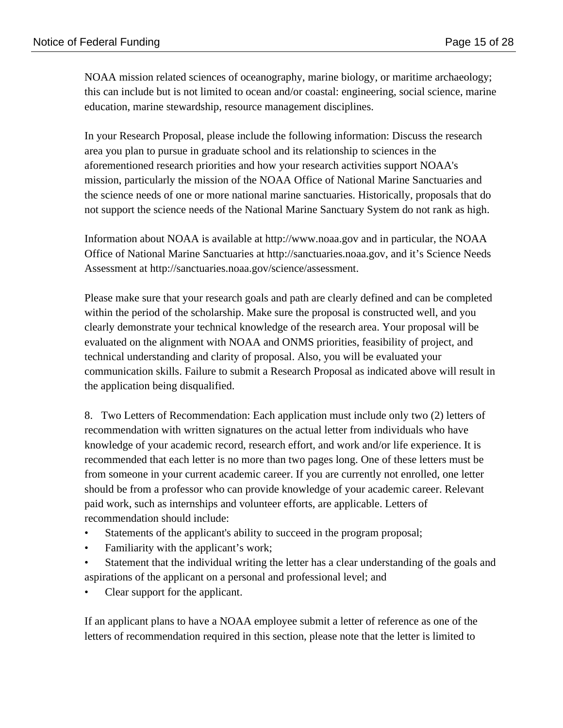NOAA mission related sciences of oceanography, marine biology, or maritime archaeology; this can include but is not limited to ocean and/or coastal: engineering, social science, marine education, marine stewardship, resource management disciplines.

In your Research Proposal, please include the following information: Discuss the research area you plan to pursue in graduate school and its relationship to sciences in the aforementioned research priorities and how your research activities support NOAA's mission, particularly the mission of the NOAA Office of National Marine Sanctuaries and the science needs of one or more national marine sanctuaries. Historically, proposals that do not support the science needs of the National Marine Sanctuary System do not rank as high.

Information about NOAA is available at http://www.noaa.gov and in particular, the NOAA Office of National Marine Sanctuaries at http://sanctuaries.noaa.gov, and it's Science Needs Assessment at http://sanctuaries.noaa.gov/science/assessment.

Please make sure that your research goals and path are clearly defined and can be completed within the period of the scholarship. Make sure the proposal is constructed well, and you clearly demonstrate your technical knowledge of the research area. Your proposal will be evaluated on the alignment with NOAA and ONMS priorities, feasibility of project, and technical understanding and clarity of proposal. Also, you will be evaluated your communication skills. Failure to submit a Research Proposal as indicated above will result in the application being disqualified.

8. Two Letters of Recommendation: Each application must include only two (2) letters of recommendation with written signatures on the actual letter from individuals who have knowledge of your academic record, research effort, and work and/or life experience. It is recommended that each letter is no more than two pages long. One of these letters must be from someone in your current academic career. If you are currently not enrolled, one letter should be from a professor who can provide knowledge of your academic career. Relevant paid work, such as internships and volunteer efforts, are applicable. Letters of recommendation should include:

- Statements of the applicant's ability to succeed in the program proposal;
- Familiarity with the applicant's work;
- Statement that the individual writing the letter has a clear understanding of the goals and aspirations of the applicant on a personal and professional level; and
- Clear support for the applicant.

If an applicant plans to have a NOAA employee submit a letter of reference as one of the letters of recommendation required in this section, please note that the letter is limited to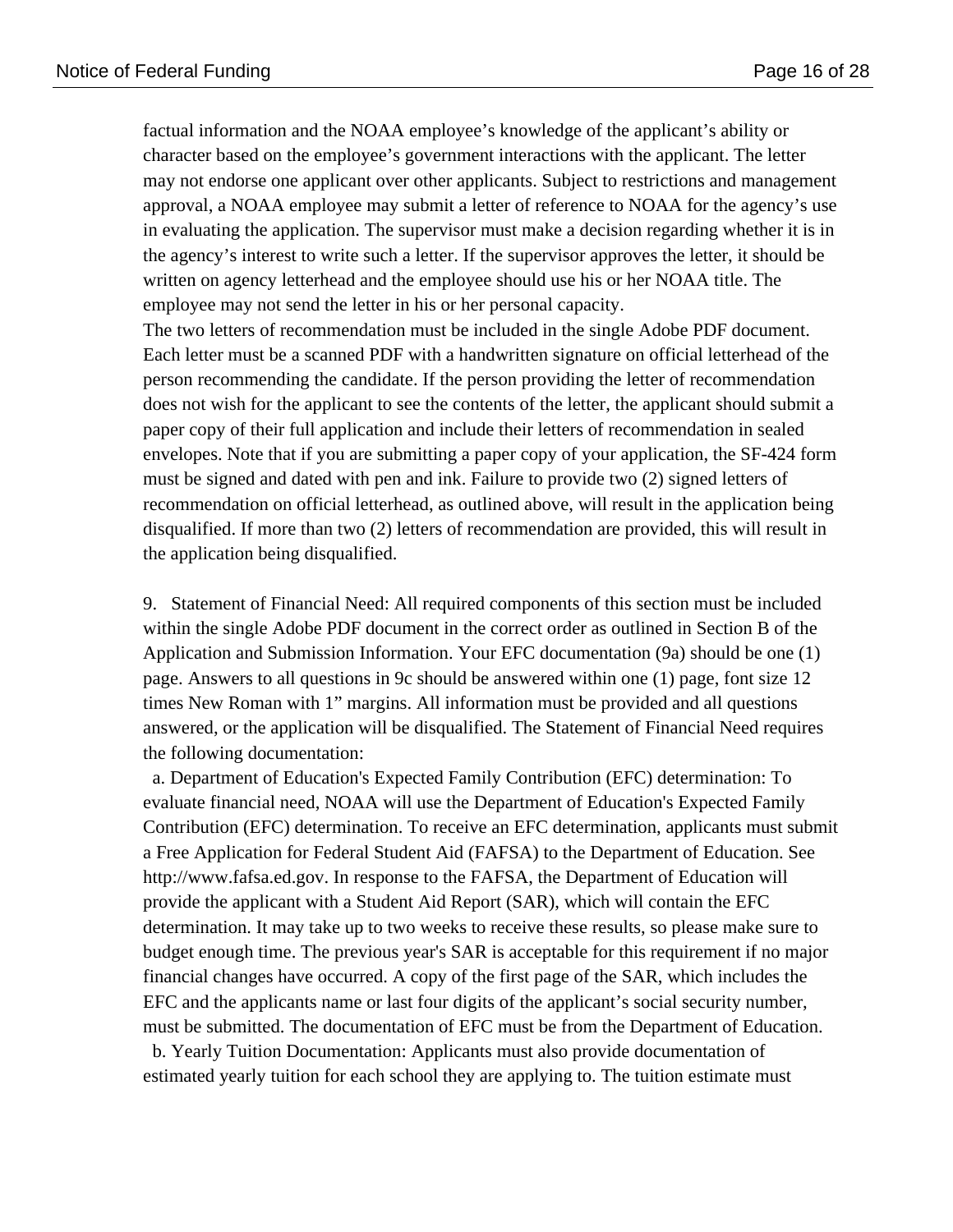factual information and the NOAA employee’s knowledge of the applicant’s ability or character based on the employee’s government interactions with the applicant. The letter may not endorse one applicant over other applicants. Subject to restrictions and management approval, a NOAA employee may submit a letter of reference to NOAA for the agency’s use in evaluating the application. The supervisor must make a decision regarding whether it is in the agency’s interest to write such a letter. If the supervisor approves the letter, it should be written on agency letterhead and the employee should use his or her NOAA title. The employee may not send the letter in his or her personal capacity.

The two letters of recommendation must be included in the single Adobe PDF document. Each letter must be a scanned PDF with a handwritten signature on official letterhead of the person recommending the candidate. If the person providing the letter of recommendation does not wish for the applicant to see the contents of the letter, the applicant should submit a paper copy of their full application and include their letters of recommendation in sealed envelopes. Note that if you are submitting a paper copy of your application, the SF-424 form must be signed and dated with pen and ink. Failure to provide two (2) signed letters of recommendation on official letterhead, as outlined above, will result in the application being disqualified. If more than two (2) letters of recommendation are provided, this will result in the application being disqualified.

9. Statement of Financial Need: All required components of this section must be included within the single Adobe PDF document in the correct order as outlined in Section B of the Application and Submission Information. Your EFC documentation (9a) should be one (1) page. Answers to all questions in 9c should be answered within one (1) page, font size 12 times New Roman with 1” margins. All information must be provided and all questions answered, or the application will be disqualified. The Statement of Financial Need requires the following documentation:

a. Department of Education's Expected Family Contribution (EFC) determination: To evaluate financial need, NOAA will use the Department of Education's Expected Family Contribution (EFC) determination. To receive an EFC determination, applicants must submit a Free Application for Federal Student Aid (FAFSA) to the Department of Education. See http://www.fafsa.ed.gov. In response to the FAFSA, the Department of Education will provide the applicant with a Student Aid Report (SAR), which will contain the EFC determination. It may take up to two weeks to receive these results, so please make sure to budget enough time. The previous year's SAR is acceptable for this requirement if no major financial changes have occurred. A copy of the first page of the SAR, which includes the EFC and the applicants name or last four digits of the applicant’s social security number, must be submitted. The documentation of EFC must be from the Department of Education.

b. Yearly Tuition Documentation: Applicants must also provide documentation of estimated yearly tuition for each school they are applying to. The tuition estimate must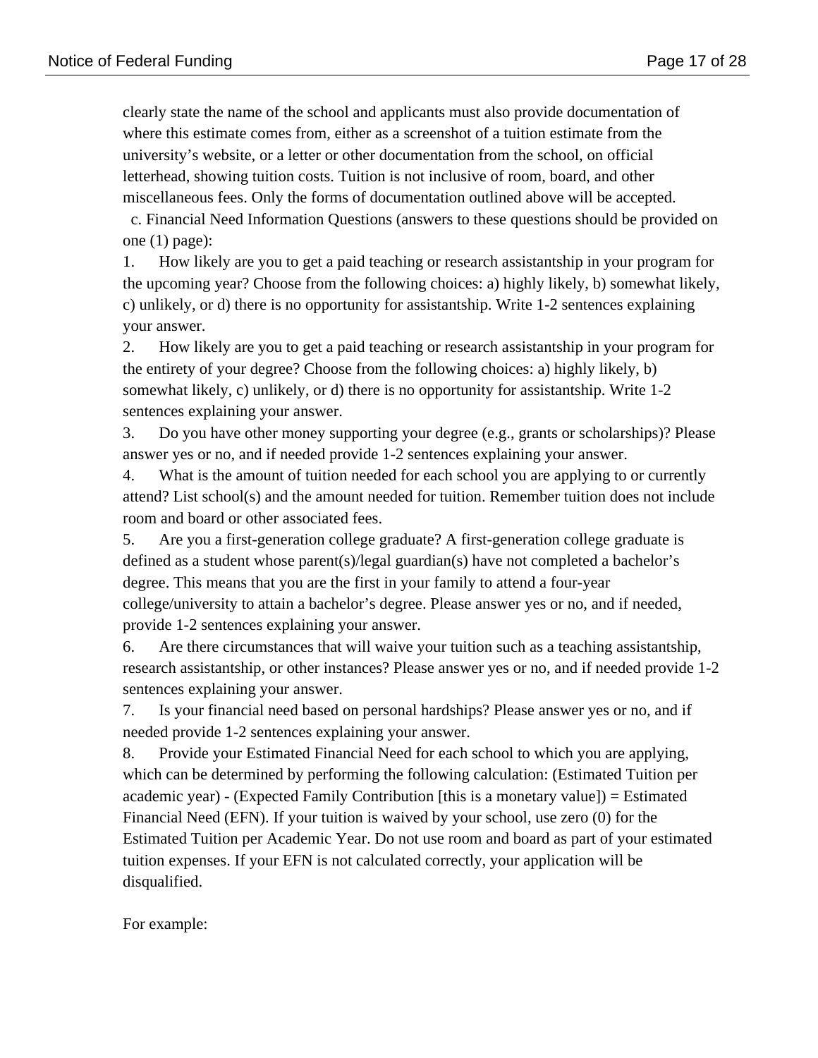clearly state the name of the school and applicants must also provide documentation of where this estimate comes from, either as a screenshot of a tuition estimate from the university's website, or a letter or other documentation from the school, on official letterhead, showing tuition costs. Tuition is not inclusive of room, board, and other miscellaneous fees. Only the forms of documentation outlined above will be accepted.

c. Financial Need Information Questions (answers to these questions should be provided on one (1) page):

1. How likely are you to get a paid teaching or research assistantship in your program for the upcoming year? Choose from the following choices: a) highly likely, b) somewhat likely, c) unlikely, or d) there is no opportunity for assistantship. Write 1-2 sentences explaining your answer.
2. How likely are you to get a paid teaching or research assistantship in your program for the entirety of your degree? Choose from the following choices: a) highly likely, b) somewhat likely, c) unlikely, or d) there is no opportunity for assistantship. Write 1-2 sentences explaining your answer.
3. Do you have other money supporting your degree (e.g., grants or scholarships)? Please answer yes or no, and if needed provide 1-2 sentences explaining your answer.
4. What is the amount of tuition needed for each school you are applying to or currently attend? List school(s) and the amount needed for tuition. Remember tuition does not include room and board or other associated fees.
5. Are you a first-generation college graduate? A first-generation college graduate is defined as a student whose parent(s)/legal guardian(s) have not completed a bachelor's degree. This means that you are the first in your family to attend a four-year college/university to attain a bachelor's degree. Please answer yes or no, and if needed, provide 1-2 sentences explaining your answer.
6. Are there circumstances that will waive your tuition such as a teaching assistantship, research assistantship, or other instances? Please answer yes or no, and if needed provide 1-2 sentences explaining your answer.
7. Is your financial need based on personal hardships? Please answer yes or no, and if needed provide 1-2 sentences explaining your answer.
8. Provide your Estimated Financial Need for each school to which you are applying, which can be determined by performing the following calculation: (Estimated Tuition per academic year) - (Expected Family Contribution [this is a monetary value]) = Estimated Financial Need (EFN). If your tuition is waived by your school, use zero (0) for the Estimated Tuition per Academic Year. Do not use room and board as part of your estimated tuition expenses. If your EFN is not calculated correctly, your application will be disqualified.

For example: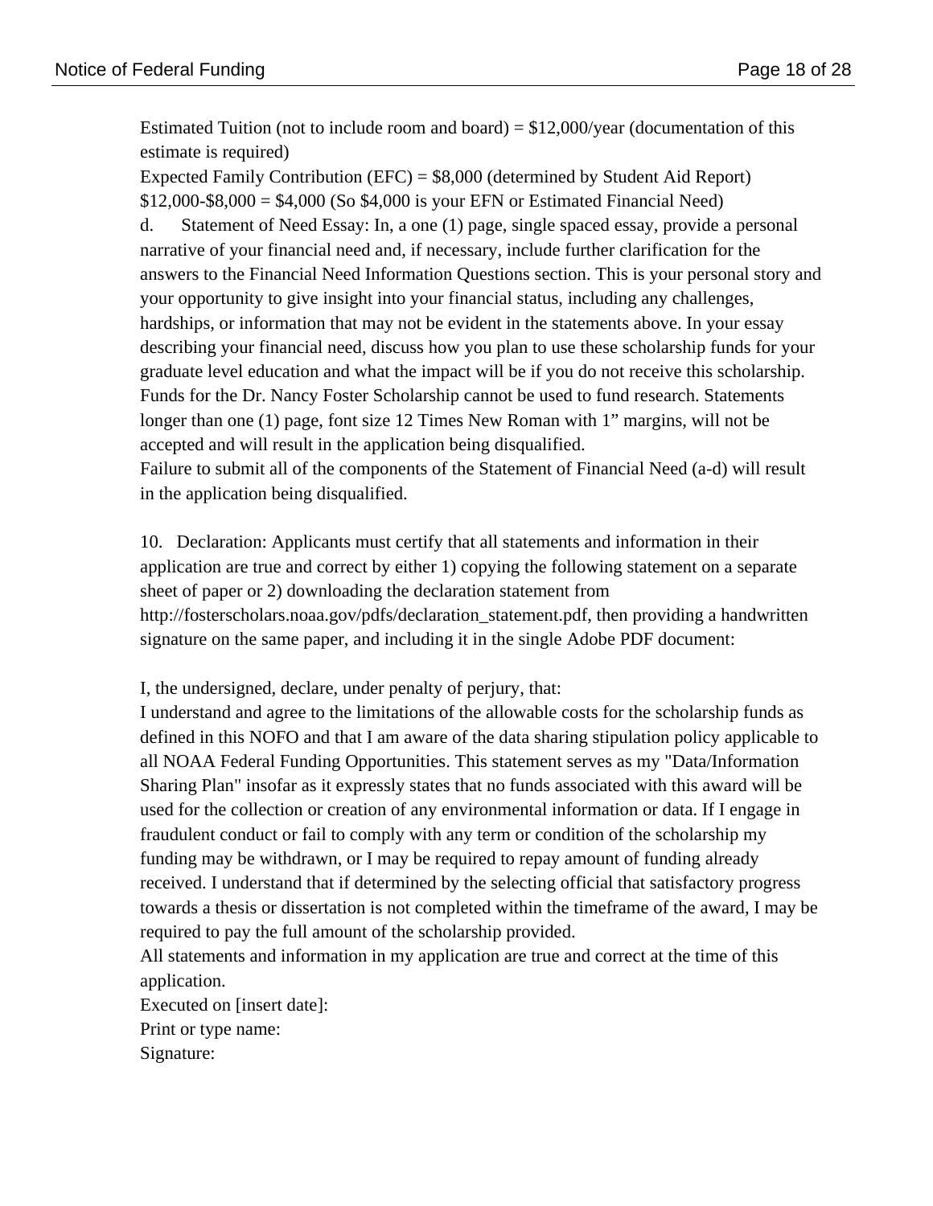Estimated Tuition (not to include room and board) = $12,000/year (documentation of this estimate is required)
Expected Family Contribution (EFC) = $8,000 (determined by Student Aid Report)
$12,000-$8,000 = $4,000 (So $4,000 is your EFN or Estimated Financial Need)

d. Statement of Need Essay: In, a one (1) page, single spaced essay, provide a personal narrative of your financial need and, if necessary, include further clarification for the answers to the Financial Need Information Questions section. This is your personal story and your opportunity to give insight into your financial status, including any challenges, hardships, or information that may not be evident in the statements above. In your essay describing your financial need, discuss how you plan to use these scholarship funds for your graduate level education and what the impact will be if you do not receive this scholarship. Funds for the Dr. Nancy Foster Scholarship cannot be used to fund research. Statements longer than one (1) page, font size 12 Times New Roman with 1" margins, will not be accepted and will result in the application being disqualified.

Failure to submit all of the components of the Statement of Financial Need (a-d) will result in the application being disqualified.

10. Declaration: Applicants must certify that all statements and information in their application are true and correct by either 1) copying the following statement on a separate sheet of paper or 2) downloading the declaration statement from http://fosterscholars.noaa.gov/pdfs/declaration_statement.pdf, then providing a handwritten signature on the same paper, and including it in the single Adobe PDF document:

I, the undersigned, declare, under penalty of perjury, that:
I understand and agree to the limitations of the allowable costs for the scholarship funds as defined in this NOFO and that I am aware of the data sharing stipulation policy applicable to all NOAA Federal Funding Opportunities. This statement serves as my "Data/Information Sharing Plan" insofar as it expressly states that no funds associated with this award will be used for the collection or creation of any environmental information or data. If I engage in fraudulent conduct or fail to comply with any term or condition of the scholarship my funding may be withdrawn, or I may be required to repay amount of funding already received. I understand that if determined by the selecting official that satisfactory progress towards a thesis or dissertation is not completed within the timeframe of the award, I may be required to pay the full amount of the scholarship provided.
All statements and information in my application are true and correct at the time of this application.
Executed on [insert date]:
Print or type name:
Signature: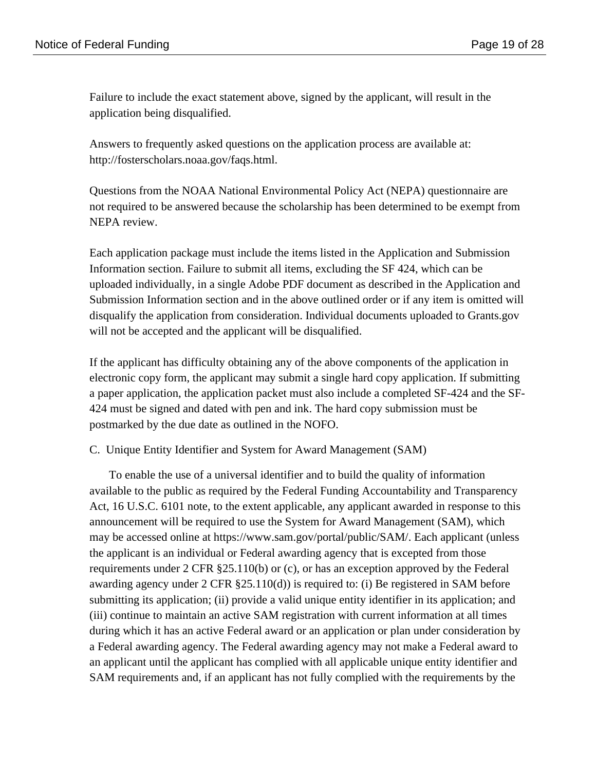Failure to include the exact statement above, signed by the applicant, will result in the application being disqualified.

Answers to frequently asked questions on the application process are available at: http://fosterscholars.noaa.gov/faqs.html.

Questions from the NOAA National Environmental Policy Act (NEPA) questionnaire are not required to be answered because the scholarship has been determined to be exempt from NEPA review.

Each application package must include the items listed in the Application and Submission Information section. Failure to submit all items, excluding the SF 424, which can be uploaded individually, in a single Adobe PDF document as described in the Application and Submission Information section and in the above outlined order or if any item is omitted will disqualify the application from consideration. Individual documents uploaded to Grants.gov will not be accepted and the applicant will be disqualified.

If the applicant has difficulty obtaining any of the above components of the application in electronic copy form, the applicant may submit a single hard copy application. If submitting a paper application, the application packet must also include a completed SF-424 and the SF-424 must be signed and dated with pen and ink. The hard copy submission must be postmarked by the due date as outlined in the NOFO.

C. Unique Entity Identifier and System for Award Management (SAM)

To enable the use of a universal identifier and to build the quality of information available to the public as required by the Federal Funding Accountability and Transparency Act, 16 U.S.C. 6101 note, to the extent applicable, any applicant awarded in response to this announcement will be required to use the System for Award Management (SAM), which may be accessed online at https://www.sam.gov/portal/public/SAM/. Each applicant (unless the applicant is an individual or Federal awarding agency that is excepted from those requirements under 2 CFR §25.110(b) or (c), or has an exception approved by the Federal awarding agency under 2 CFR §25.110(d)) is required to: (i) Be registered in SAM before submitting its application; (ii) provide a valid unique entity identifier in its application; and (iii) continue to maintain an active SAM registration with current information at all times during which it has an active Federal award or an application or plan under consideration by a Federal awarding agency. The Federal awarding agency may not make a Federal award to an applicant until the applicant has complied with all applicable unique entity identifier and SAM requirements and, if an applicant has not fully complied with the requirements by the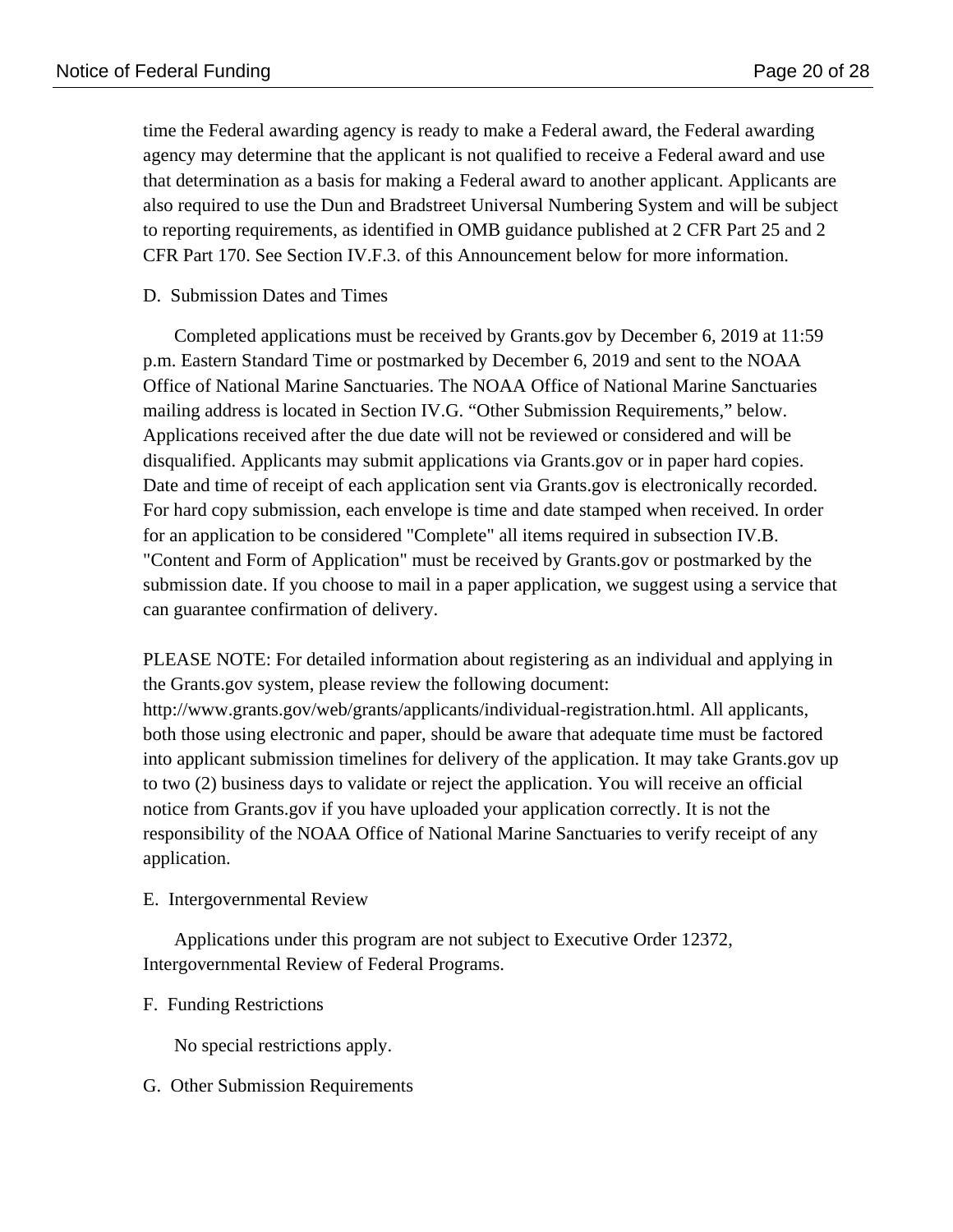time the Federal awarding agency is ready to make a Federal award, the Federal awarding agency may determine that the applicant is not qualified to receive a Federal award and use that determination as a basis for making a Federal award to another applicant. Applicants are also required to use the Dun and Bradstreet Universal Numbering System and will be subject to reporting requirements, as identified in OMB guidance published at 2 CFR Part 25 and 2 CFR Part 170. See Section IV.F.3. of this Announcement below for more information.

D. Submission Dates and Times

Completed applications must be received by Grants.gov by December 6, 2019 at 11:59 p.m. Eastern Standard Time or postmarked by December 6, 2019 and sent to the NOAA Office of National Marine Sanctuaries. The NOAA Office of National Marine Sanctuaries mailing address is located in Section IV.G. "Other Submission Requirements," below. Applications received after the due date will not be reviewed or considered and will be disqualified. Applicants may submit applications via Grants.gov or in paper hard copies. Date and time of receipt of each application sent via Grants.gov is electronically recorded. For hard copy submission, each envelope is time and date stamped when received. In order for an application to be considered "Complete" all items required in subsection IV.B. "Content and Form of Application" must be received by Grants.gov or postmarked by the submission date. If you choose to mail in a paper application, we suggest using a service that can guarantee confirmation of delivery.

PLEASE NOTE: For detailed information about registering as an individual and applying in the Grants.gov system, please review the following document: http://www.grants.gov/web/grants/applicants/individual-registration.html. All applicants, both those using electronic and paper, should be aware that adequate time must be factored into applicant submission timelines for delivery of the application. It may take Grants.gov up to two (2) business days to validate or reject the application. You will receive an official notice from Grants.gov if you have uploaded your application correctly. It is not the responsibility of the NOAA Office of National Marine Sanctuaries to verify receipt of any application.

E. Intergovernmental Review

Applications under this program are not subject to Executive Order 12372, Intergovernmental Review of Federal Programs.

F. Funding Restrictions

No special restrictions apply.

G. Other Submission Requirements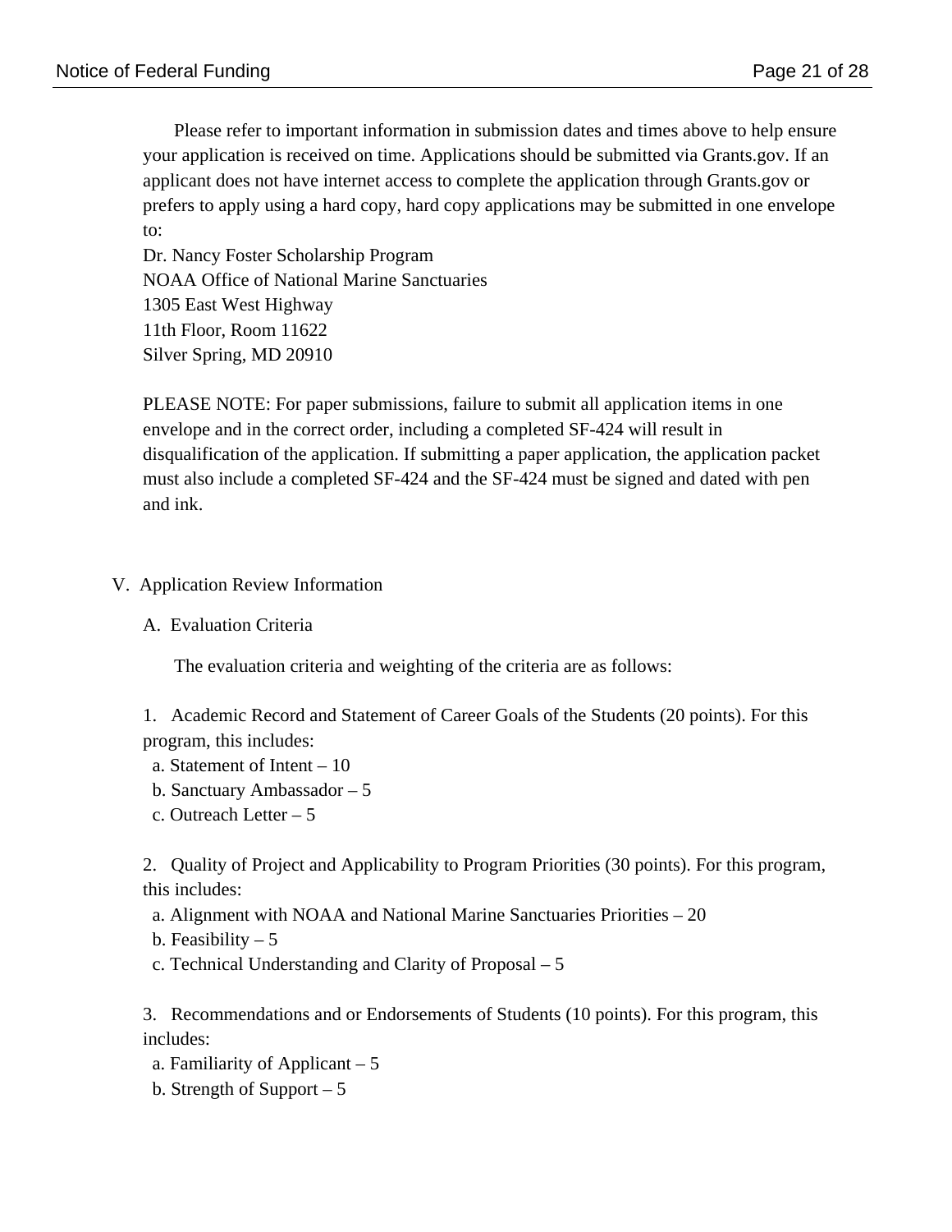Please refer to important information in submission dates and times above to help ensure your application is received on time. Applications should be submitted via Grants.gov. If an applicant does not have internet access to complete the application through Grants.gov or prefers to apply using a hard copy, hard copy applications may be submitted in one envelope to:

Dr. Nancy Foster Scholarship Program
NOAA Office of National Marine Sanctuaries
1305 East West Highway
11th Floor, Room 11622
Silver Spring, MD 20910

PLEASE NOTE: For paper submissions, failure to submit all application items in one envelope and in the correct order, including a completed SF-424 will result in disqualification of the application. If submitting a paper application, the application packet must also include a completed SF-424 and the SF-424 must be signed and dated with pen and ink.

## V. Application Review Information

### A. Evaluation Criteria

The evaluation criteria and weighting of the criteria are as follows:

1. Academic Record and Statement of Career Goals of the Students (20 points). For this program, this includes:
   a. Statement of Intent – 10
   b. Sanctuary Ambassador – 5
   c. Outreach Letter – 5

2. Quality of Project and Applicability to Program Priorities (30 points). For this program, this includes:
   a. Alignment with NOAA and National Marine Sanctuaries Priorities – 20
   b. Feasibility – 5
   c. Technical Understanding and Clarity of Proposal – 5

3. Recommendations and or Endorsements of Students (10 points). For this program, this includes:
   a. Familiarity of Applicant – 5
   b. Strength of Support – 5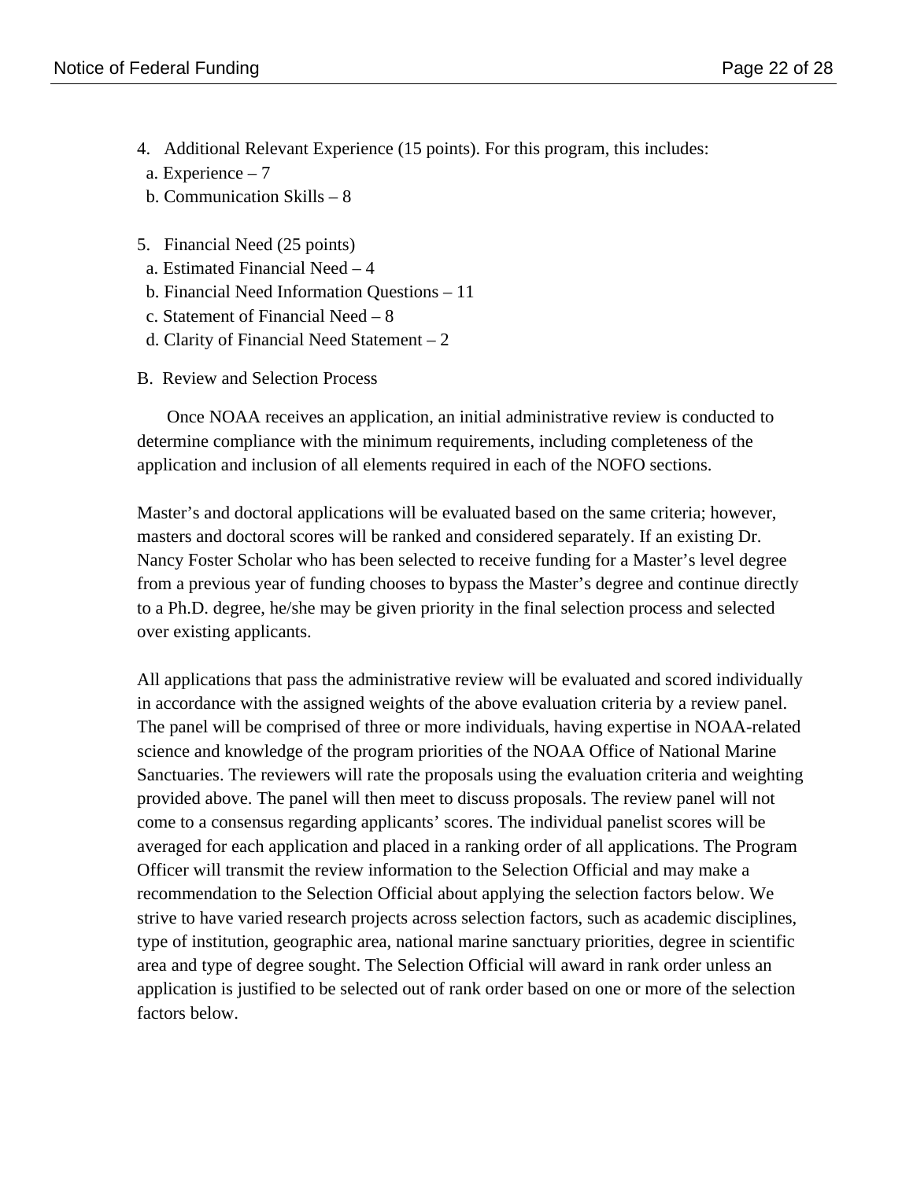4. Additional Relevant Experience (15 points). For this program, this includes:
   a. Experience – 7
   b. Communication Skills – 8

5. Financial Need (25 points)
   a. Estimated Financial Need – 4
   b. Financial Need Information Questions – 11
   c. Statement of Financial Need – 8
   d. Clarity of Financial Need Statement – 2

B. Review and Selection Process

Once NOAA receives an application, an initial administrative review is conducted to determine compliance with the minimum requirements, including completeness of the application and inclusion of all elements required in each of the NOFO sections.

Master's and doctoral applications will be evaluated based on the same criteria; however, masters and doctoral scores will be ranked and considered separately. If an existing Dr. Nancy Foster Scholar who has been selected to receive funding for a Master's level degree from a previous year of funding chooses to bypass the Master's degree and continue directly to a Ph.D. degree, he/she may be given priority in the final selection process and selected over existing applicants.

All applications that pass the administrative review will be evaluated and scored individually in accordance with the assigned weights of the above evaluation criteria by a review panel. The panel will be comprised of three or more individuals, having expertise in NOAA-related science and knowledge of the program priorities of the NOAA Office of National Marine Sanctuaries. The reviewers will rate the proposals using the evaluation criteria and weighting provided above. The panel will then meet to discuss proposals. The review panel will not come to a consensus regarding applicants' scores. The individual panelist scores will be averaged for each application and placed in a ranking order of all applications. The Program Officer will transmit the review information to the Selection Official and may make a recommendation to the Selection Official about applying the selection factors below. We strive to have varied research projects across selection factors, such as academic disciplines, type of institution, geographic area, national marine sanctuary priorities, degree in scientific area and type of degree sought. The Selection Official will award in rank order unless an application is justified to be selected out of rank order based on one or more of the selection factors below.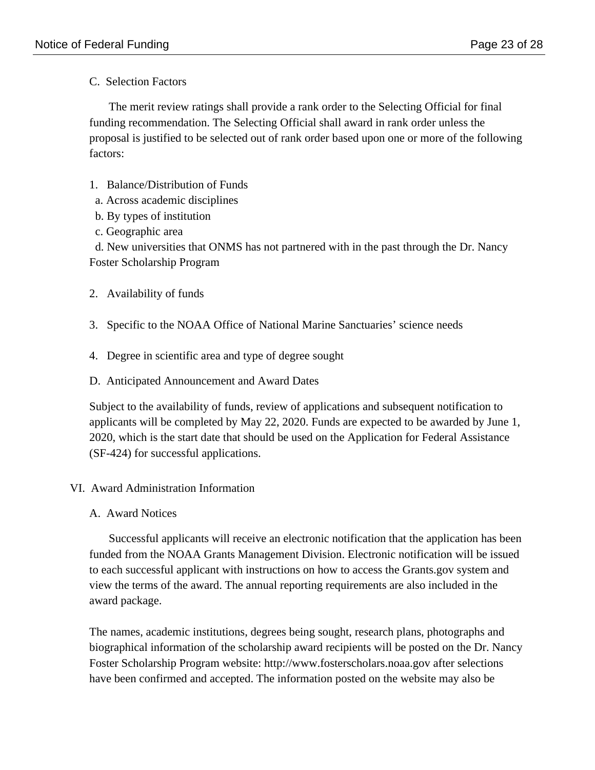### C. Selection Factors

The merit review ratings shall provide a rank order to the Selecting Official for final funding recommendation. The Selecting Official shall award in rank order unless the proposal is justified to be selected out of rank order based upon one or more of the following factors:

1. Balance/Distribution of Funds
   a. Across academic disciplines
   b. By types of institution
   c. Geographic area
   d. New universities that ONMS has not partnered with in the past through the Dr. Nancy Foster Scholarship Program

2. Availability of funds

3. Specific to the NOAA Office of National Marine Sanctuaries' science needs

4. Degree in scientific area and type of degree sought

### D. Anticipated Announcement and Award Dates

Subject to the availability of funds, review of applications and subsequent notification to applicants will be completed by May 22, 2020. Funds are expected to be awarded by June 1, 2020, which is the start date that should be used on the Application for Federal Assistance (SF-424) for successful applications.

## VI. Award Administration Information

### A. Award Notices

Successful applicants will receive an electronic notification that the application has been funded from the NOAA Grants Management Division. Electronic notification will be issued to each successful applicant with instructions on how to access the Grants.gov system and view the terms of the award. The annual reporting requirements are also included in the award package.

The names, academic institutions, degrees being sought, research plans, photographs and biographical information of the scholarship award recipients will be posted on the Dr. Nancy Foster Scholarship Program website: http://www.fosterscholars.noaa.gov after selections have been confirmed and accepted. The information posted on the website may also be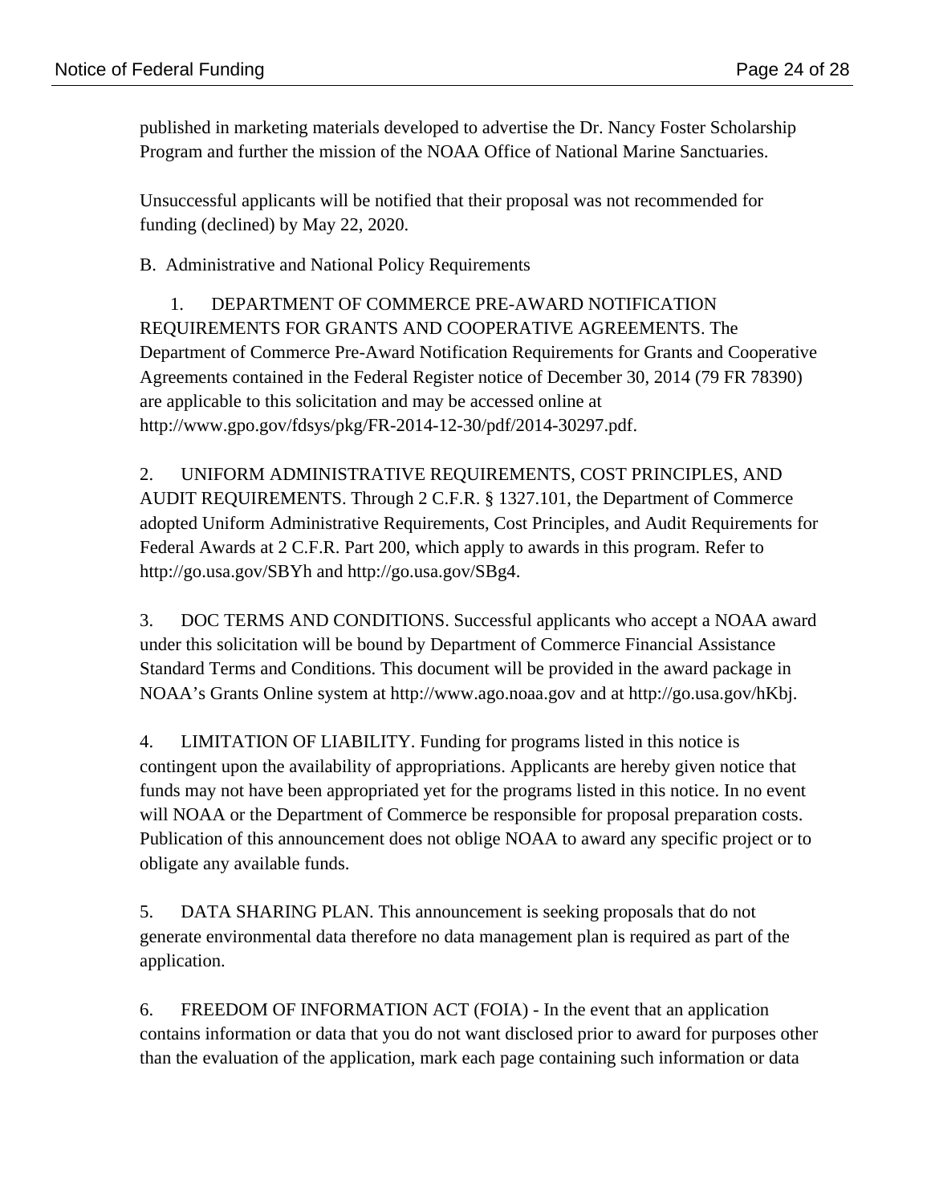published in marketing materials developed to advertise the Dr. Nancy Foster Scholarship Program and further the mission of the NOAA Office of National Marine Sanctuaries.

Unsuccessful applicants will be notified that their proposal was not recommended for funding (declined) by May 22, 2020.

B. Administrative and National Policy Requirements

1. DEPARTMENT OF COMMERCE PRE-AWARD NOTIFICATION REQUIREMENTS FOR GRANTS AND COOPERATIVE AGREEMENTS. The Department of Commerce Pre-Award Notification Requirements for Grants and Cooperative Agreements contained in the Federal Register notice of December 30, 2014 (79 FR 78390) are applicable to this solicitation and may be accessed online at http://www.gpo.gov/fdsys/pkg/FR-2014-12-30/pdf/2014-30297.pdf.

2. UNIFORM ADMINISTRATIVE REQUIREMENTS, COST PRINCIPLES, AND AUDIT REQUIREMENTS. Through 2 C.F.R. § 1327.101, the Department of Commerce adopted Uniform Administrative Requirements, Cost Principles, and Audit Requirements for Federal Awards at 2 C.F.R. Part 200, which apply to awards in this program. Refer to http://go.usa.gov/SBYh and http://go.usa.gov/SBg4.

3. DOC TERMS AND CONDITIONS. Successful applicants who accept a NOAA award under this solicitation will be bound by Department of Commerce Financial Assistance Standard Terms and Conditions. This document will be provided in the award package in NOAA's Grants Online system at http://www.ago.noaa.gov and at http://go.usa.gov/hKbj.

4. LIMITATION OF LIABILITY. Funding for programs listed in this notice is contingent upon the availability of appropriations. Applicants are hereby given notice that funds may not have been appropriated yet for the programs listed in this notice. In no event will NOAA or the Department of Commerce be responsible for proposal preparation costs. Publication of this announcement does not oblige NOAA to award any specific project or to obligate any available funds.

5. DATA SHARING PLAN. This announcement is seeking proposals that do not generate environmental data therefore no data management plan is required as part of the application.

6. FREEDOM OF INFORMATION ACT (FOIA) - In the event that an application contains information or data that you do not want disclosed prior to award for purposes other than the evaluation of the application, mark each page containing such information or data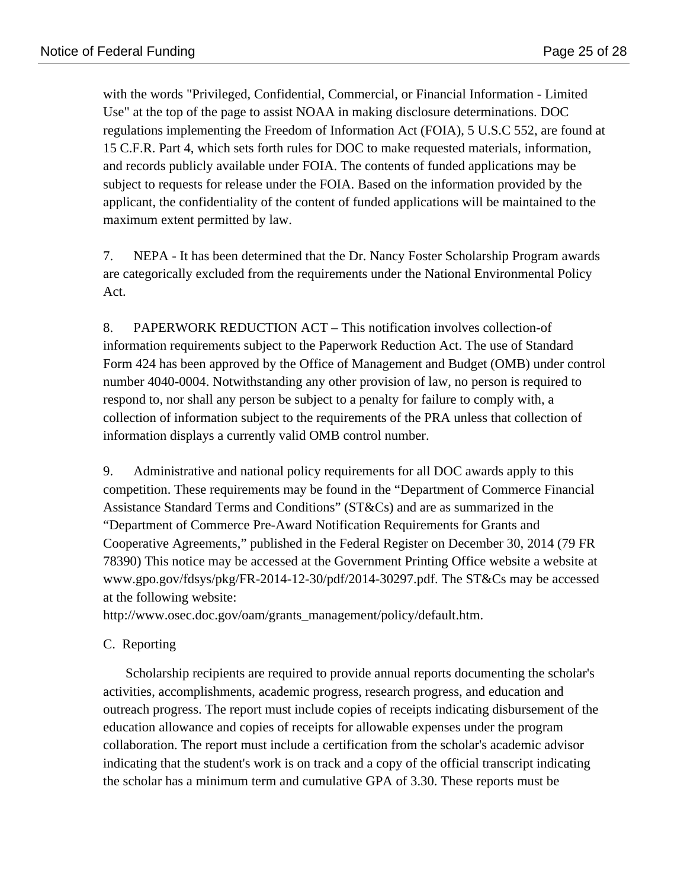with the words "Privileged, Confidential, Commercial, or Financial Information - Limited Use" at the top of the page to assist NOAA in making disclosure determinations. DOC regulations implementing the Freedom of Information Act (FOIA), 5 U.S.C 552, are found at 15 C.F.R. Part 4, which sets forth rules for DOC to make requested materials, information, and records publicly available under FOIA. The contents of funded applications may be subject to requests for release under the FOIA. Based on the information provided by the applicant, the confidentiality of the content of funded applications will be maintained to the maximum extent permitted by law.

7. NEPA - It has been determined that the Dr. Nancy Foster Scholarship Program awards are categorically excluded from the requirements under the National Environmental Policy Act.

8. PAPERWORK REDUCTION ACT – This notification involves collection-of information requirements subject to the Paperwork Reduction Act. The use of Standard Form 424 has been approved by the Office of Management and Budget (OMB) under control number 4040-0004. Notwithstanding any other provision of law, no person is required to respond to, nor shall any person be subject to a penalty for failure to comply with, a collection of information subject to the requirements of the PRA unless that collection of information displays a currently valid OMB control number.

9. Administrative and national policy requirements for all DOC awards apply to this competition. These requirements may be found in the "Department of Commerce Financial Assistance Standard Terms and Conditions" (ST&Cs) and are as summarized in the "Department of Commerce Pre-Award Notification Requirements for Grants and Cooperative Agreements," published in the Federal Register on December 30, 2014 (79 FR 78390) This notice may be accessed at the Government Printing Office website a website at www.gpo.gov/fdsys/pkg/FR-2014-12-30/pdf/2014-30297.pdf. The ST&Cs may be accessed at the following website:
http://www.osec.doc.gov/oam/grants_management/policy/default.htm.

C. Reporting

Scholarship recipients are required to provide annual reports documenting the scholar's activities, accomplishments, academic progress, research progress, and education and outreach progress. The report must include copies of receipts indicating disbursement of the education allowance and copies of receipts for allowable expenses under the program collaboration. The report must include a certification from the scholar's academic advisor indicating that the student's work is on track and a copy of the official transcript indicating the scholar has a minimum term and cumulative GPA of 3.30. These reports must be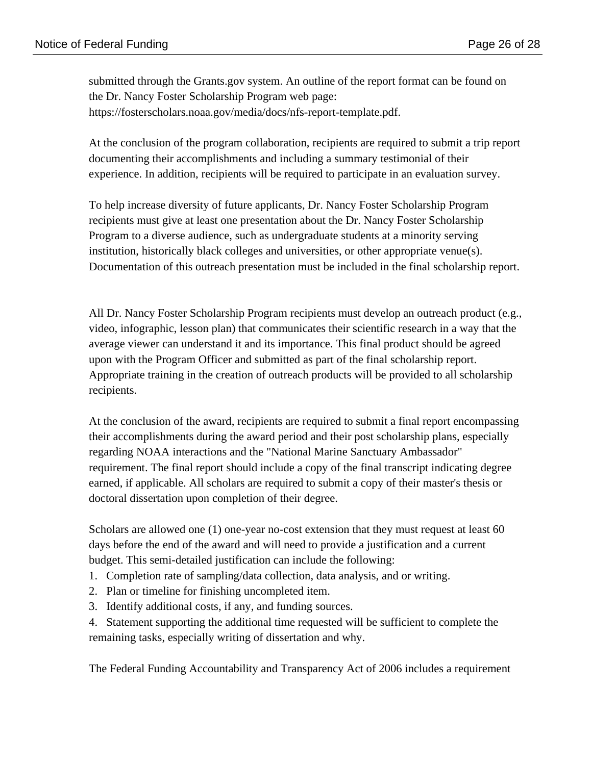submitted through the Grants.gov system. An outline of the report format can be found on the Dr. Nancy Foster Scholarship Program web page: https://fosterscholars.noaa.gov/media/docs/nfs-report-template.pdf.

At the conclusion of the program collaboration, recipients are required to submit a trip report documenting their accomplishments and including a summary testimonial of their experience. In addition, recipients will be required to participate in an evaluation survey.

To help increase diversity of future applicants, Dr. Nancy Foster Scholarship Program recipients must give at least one presentation about the Dr. Nancy Foster Scholarship Program to a diverse audience, such as undergraduate students at a minority serving institution, historically black colleges and universities, or other appropriate venue(s). Documentation of this outreach presentation must be included in the final scholarship report.

All Dr. Nancy Foster Scholarship Program recipients must develop an outreach product (e.g., video, infographic, lesson plan) that communicates their scientific research in a way that the average viewer can understand it and its importance. This final product should be agreed upon with the Program Officer and submitted as part of the final scholarship report. Appropriate training in the creation of outreach products will be provided to all scholarship recipients.

At the conclusion of the award, recipients are required to submit a final report encompassing their accomplishments during the award period and their post scholarship plans, especially regarding NOAA interactions and the "National Marine Sanctuary Ambassador" requirement. The final report should include a copy of the final transcript indicating degree earned, if applicable. All scholars are required to submit a copy of their master's thesis or doctoral dissertation upon completion of their degree.

Scholars are allowed one (1) one-year no-cost extension that they must request at least 60 days before the end of the award and will need to provide a justification and a current budget. This semi-detailed justification can include the following:

1. Completion rate of sampling/data collection, data analysis, and or writing.
2. Plan or timeline for finishing uncompleted item.
3. Identify additional costs, if any, and funding sources.
4. Statement supporting the additional time requested will be sufficient to complete the remaining tasks, especially writing of dissertation and why.

The Federal Funding Accountability and Transparency Act of 2006 includes a requirement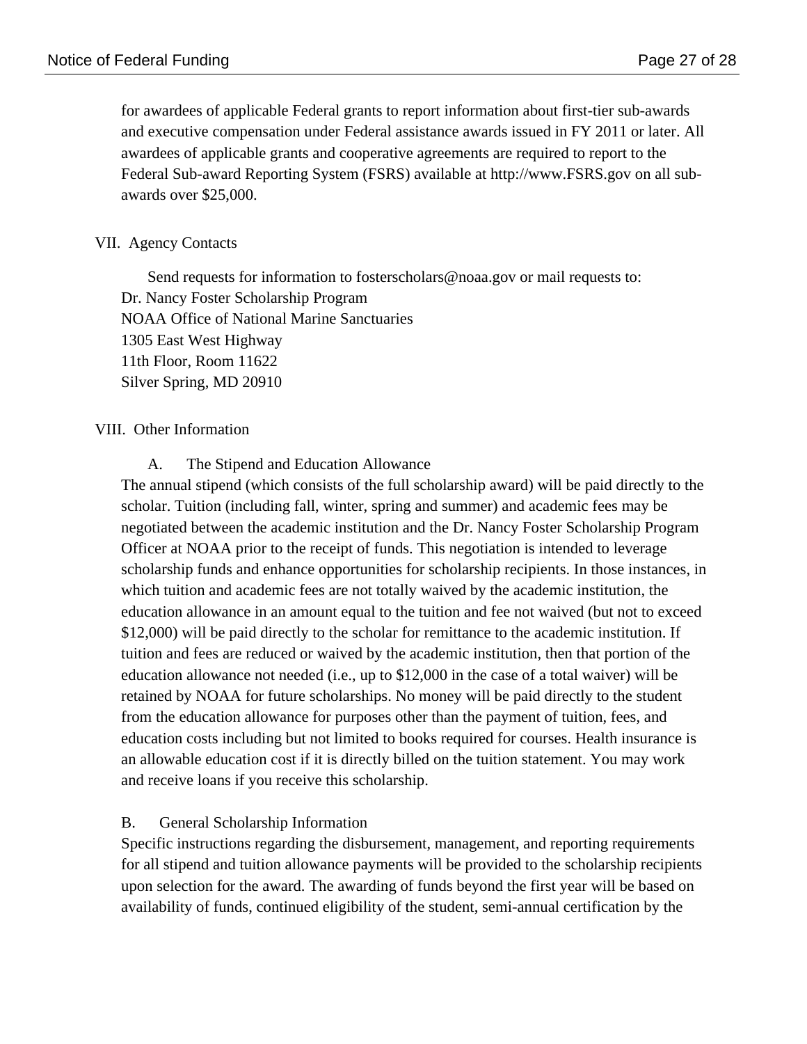for awardees of applicable Federal grants to report information about first-tier sub-awards and executive compensation under Federal assistance awards issued in FY 2011 or later. All awardees of applicable grants and cooperative agreements are required to report to the Federal Sub-award Reporting System (FSRS) available at http://www.FSRS.gov on all sub-awards over $25,000.

## VII. Agency Contacts

Send requests for information to fosterscholars@noaa.gov or mail requests to:
Dr. Nancy Foster Scholarship Program
NOAA Office of National Marine Sanctuaries
1305 East West Highway
11th Floor, Room 11622
Silver Spring, MD 20910

## VIII. Other Information

### A. The Stipend and Education Allowance

The annual stipend (which consists of the full scholarship award) will be paid directly to the scholar. Tuition (including fall, winter, spring and summer) and academic fees may be negotiated between the academic institution and the Dr. Nancy Foster Scholarship Program Officer at NOAA prior to the receipt of funds. This negotiation is intended to leverage scholarship funds and enhance opportunities for scholarship recipients. In those instances, in which tuition and academic fees are not totally waived by the academic institution, the education allowance in an amount equal to the tuition and fee not waived (but not to exceed $12,000) will be paid directly to the scholar for remittance to the academic institution. If tuition and fees are reduced or waived by the academic institution, then that portion of the education allowance not needed (i.e., up to $12,000 in the case of a total waiver) will be retained by NOAA for future scholarships. No money will be paid directly to the student from the education allowance for purposes other than the payment of tuition, fees, and education costs including but not limited to books required for courses. Health insurance is an allowable education cost if it is directly billed on the tuition statement. You may work and receive loans if you receive this scholarship.

### B. General Scholarship Information

Specific instructions regarding the disbursement, management, and reporting requirements for all stipend and tuition allowance payments will be provided to the scholarship recipients upon selection for the award. The awarding of funds beyond the first year will be based on availability of funds, continued eligibility of the student, semi-annual certification by the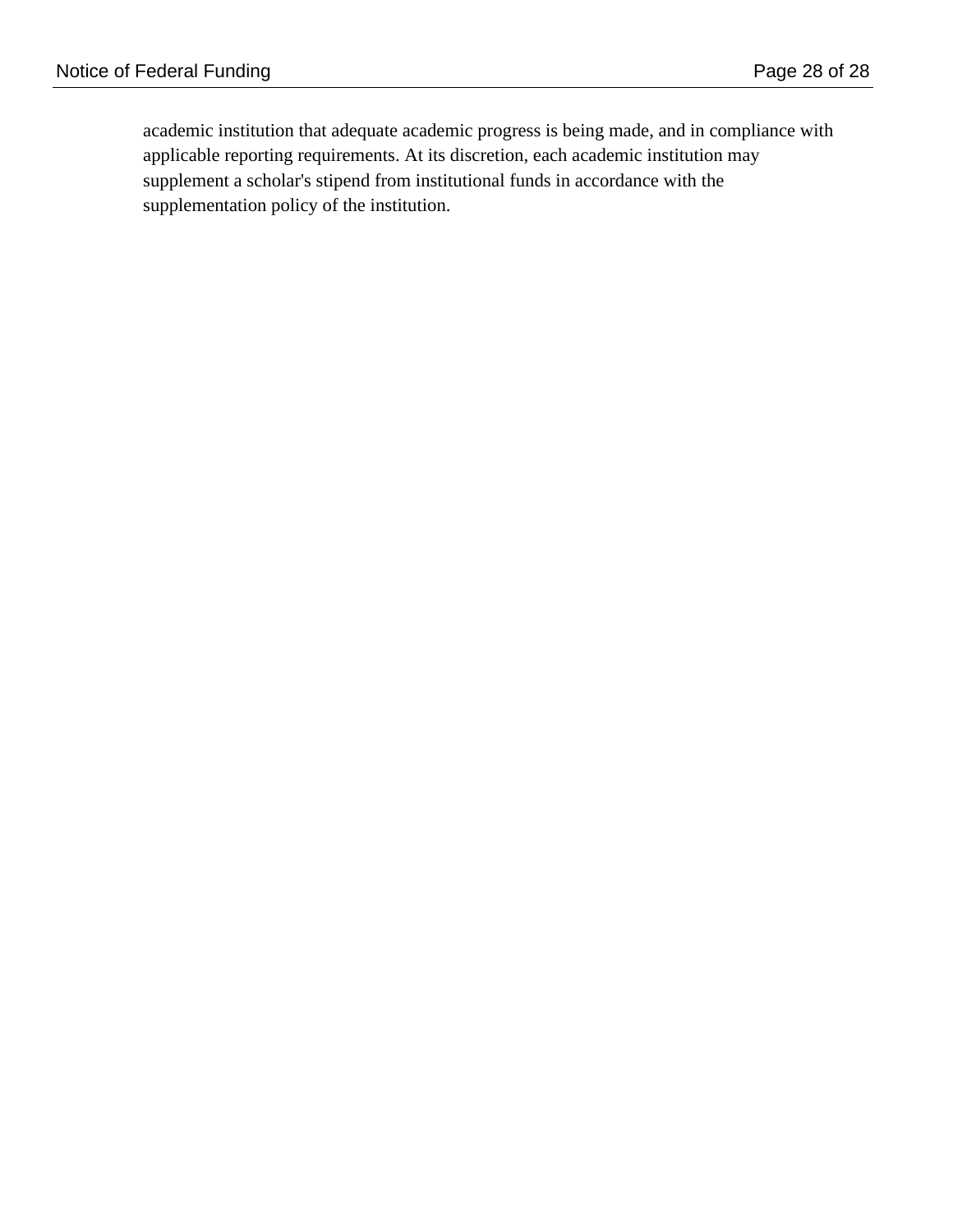academic institution that adequate academic progress is being made, and in compliance with applicable reporting requirements. At its discretion, each academic institution may supplement a scholar's stipend from institutional funds in accordance with the supplementation policy of the institution.